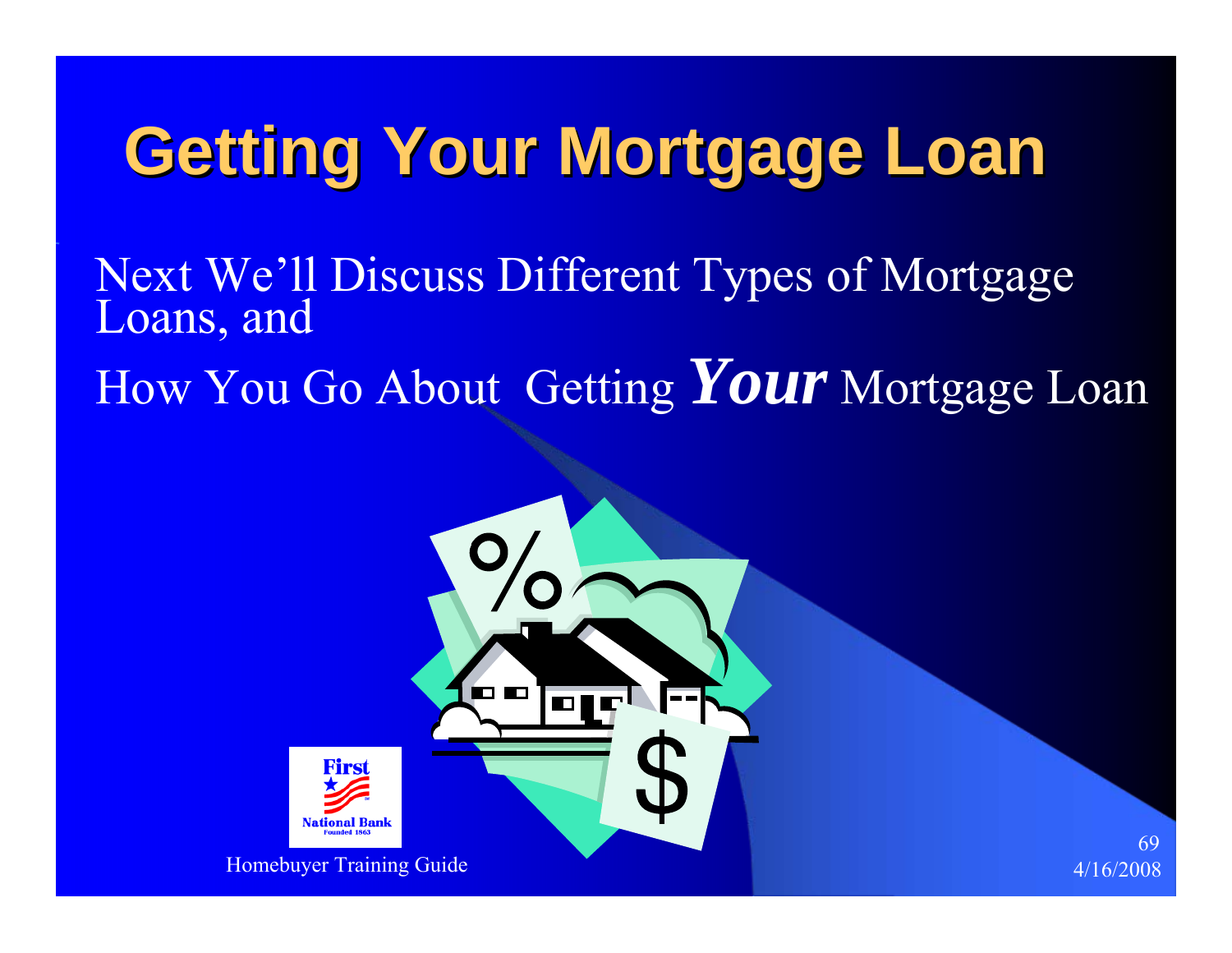# Getting Your Mortgage Loan

Next We'll Discuss Different Types of Mortgage Loans, and

How You Go About Getting ***Your*** Mortgage Loan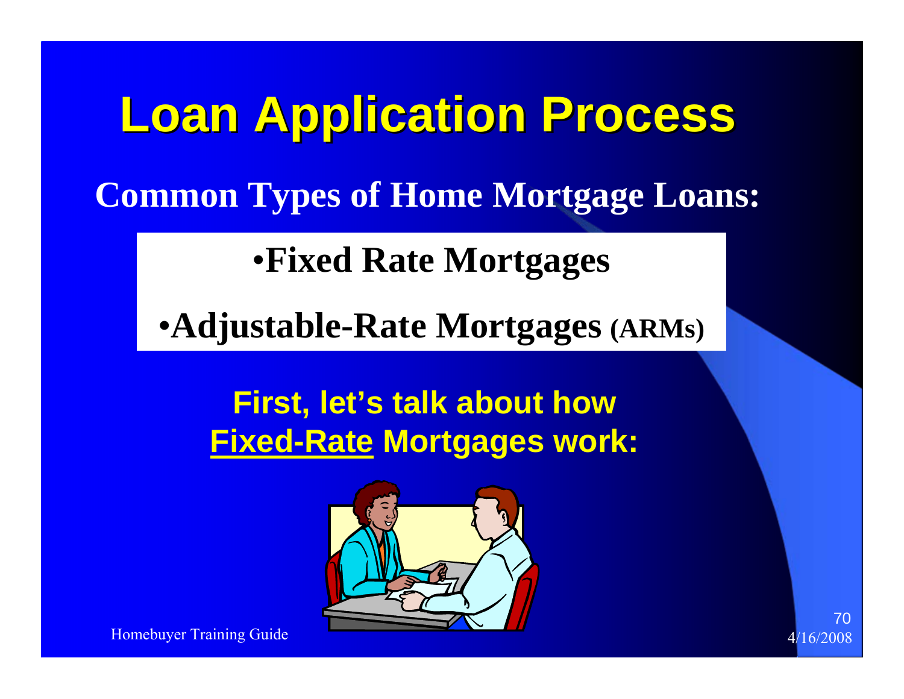# Loan Application Process

## Common Types of Home Mortgage Loans:

- **Fixed Rate Mortgages**
- **Adjustable-Rate Mortgages (ARMs)**

**First, let's talk about how Fixed-Rate Mortgages work:**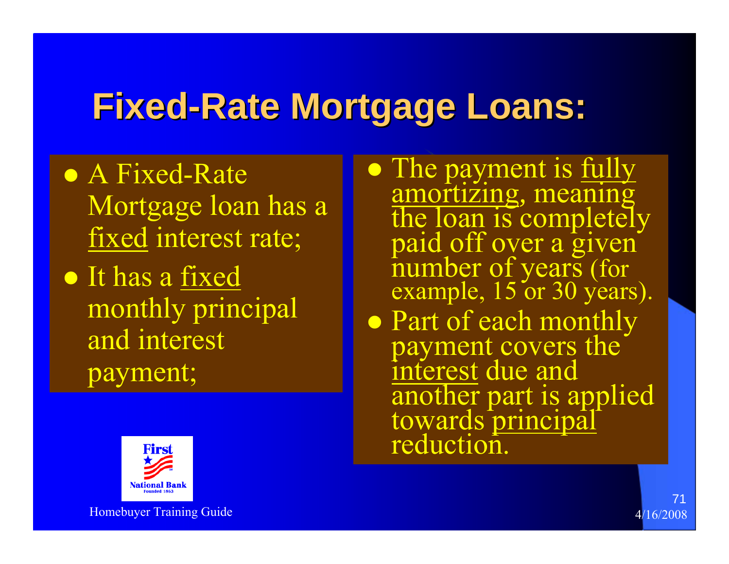# Fixed-Rate Mortgage Loans:

- A Fixed-Rate Mortgage loan has a fixed interest rate;
- It has a fixed monthly principal and interest payment;
- The payment is fully amortizing, meaning the loan is completely paid off over a given number of years (for example, 15 or 30 years).
- Part of each monthly payment covers the interest due and another part is applied towards principal reduction.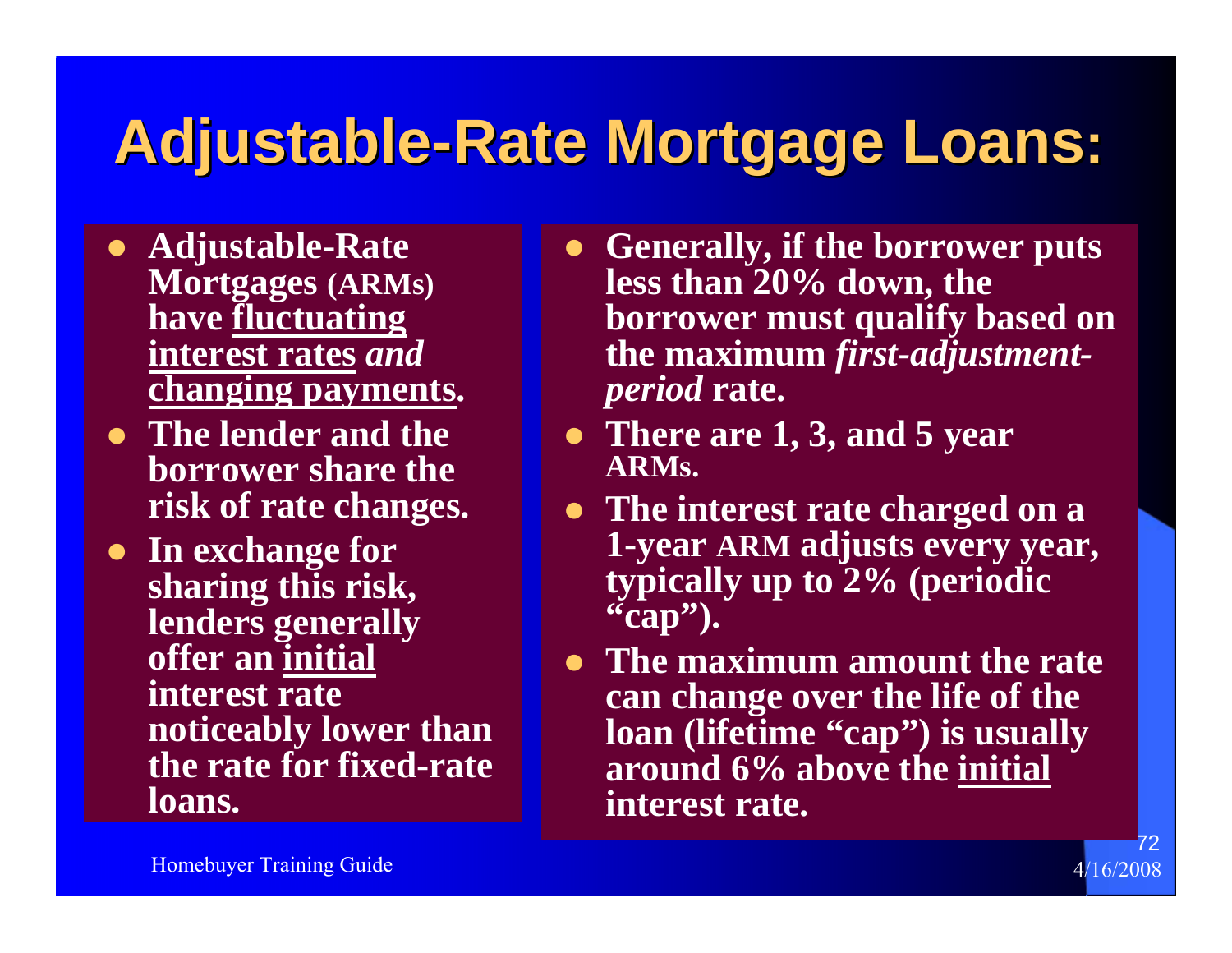# Adjustable-Rate Mortgage Loans:

- Adjustable-Rate Mortgages (ARMs) have <u>fluctuating interest rates</u> *and* <u>changing payments</u>.
- The lender and the borrower share the risk of rate changes.
- In exchange for sharing this risk, lenders generally offer an <u>initial</u> interest rate noticeably lower than the rate for fixed-rate loans.
- Generally, if the borrower puts less than 20% down, the borrower must qualify based on the maximum *first-adjustment-period* rate.
- There are 1, 3, and 5 year ARMs.
- The interest rate charged on a 1-year ARM adjusts every year, typically up to 2% (periodic "cap").
- The maximum amount the rate can change over the life of the loan (lifetime "cap") is usually around 6% above the <u>initial</u> interest rate.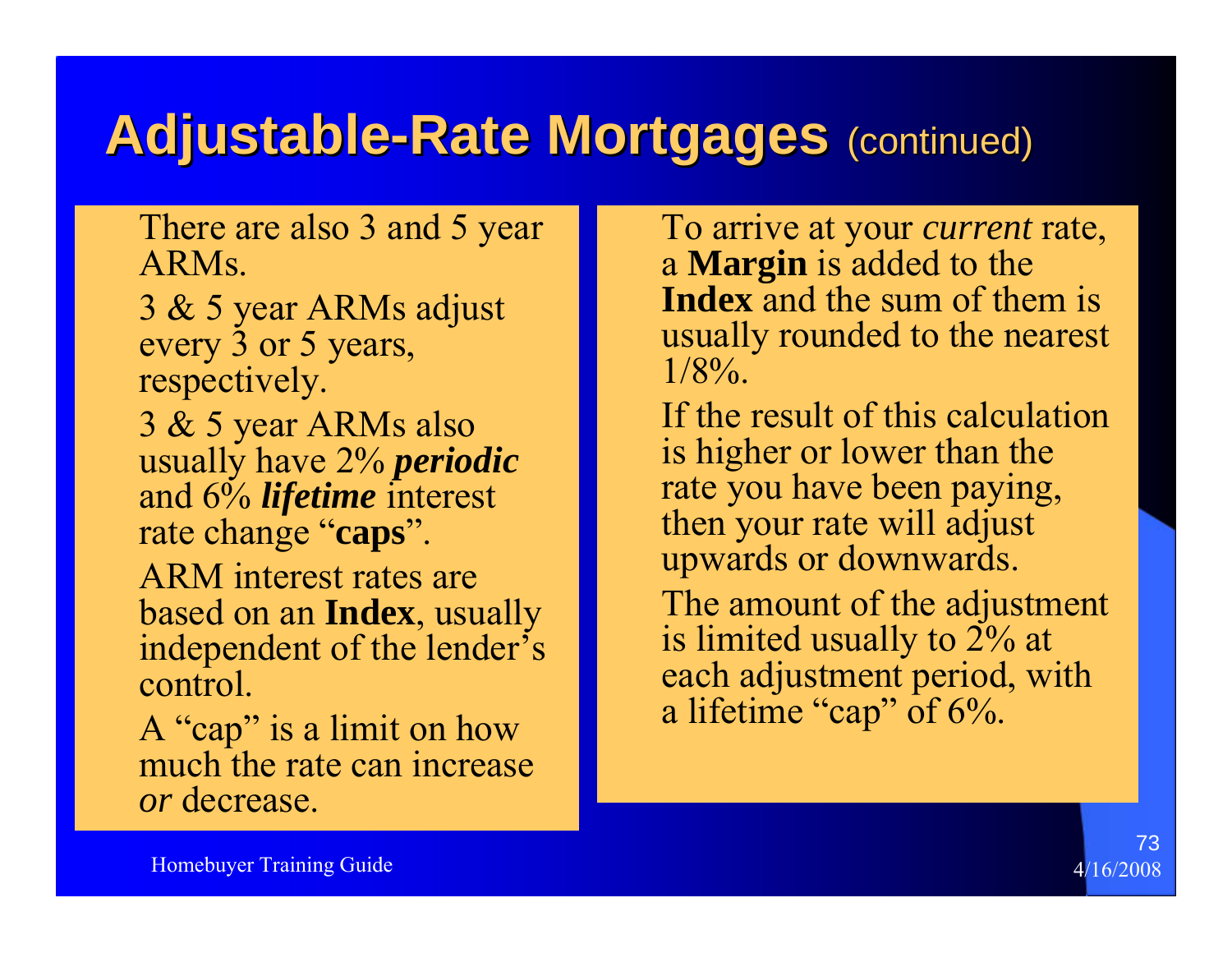# Adjustable-Rate Mortgages (continued)

There are also 3 and 5 year ARMs.

3 & 5 year ARMs adjust every 3 or 5 years, respectively.

3 & 5 year ARMs also usually have 2% ***periodic*** and 6% ***lifetime*** interest rate change "**caps**".

ARM interest rates are based on an **Index**, usually independent of the lender's control.

A "cap" is a limit on how much the rate can increase *or* decrease.

To arrive at your *current* rate, a **Margin** is added to the **Index** and the sum of them is usually rounded to the nearest 1/8%.

If the result of this calculation is higher or lower than the rate you have been paying, then your rate will adjust upwards or downwards.

The amount of the adjustment is limited usually to 2% at each adjustment period, with a lifetime "cap" of 6%.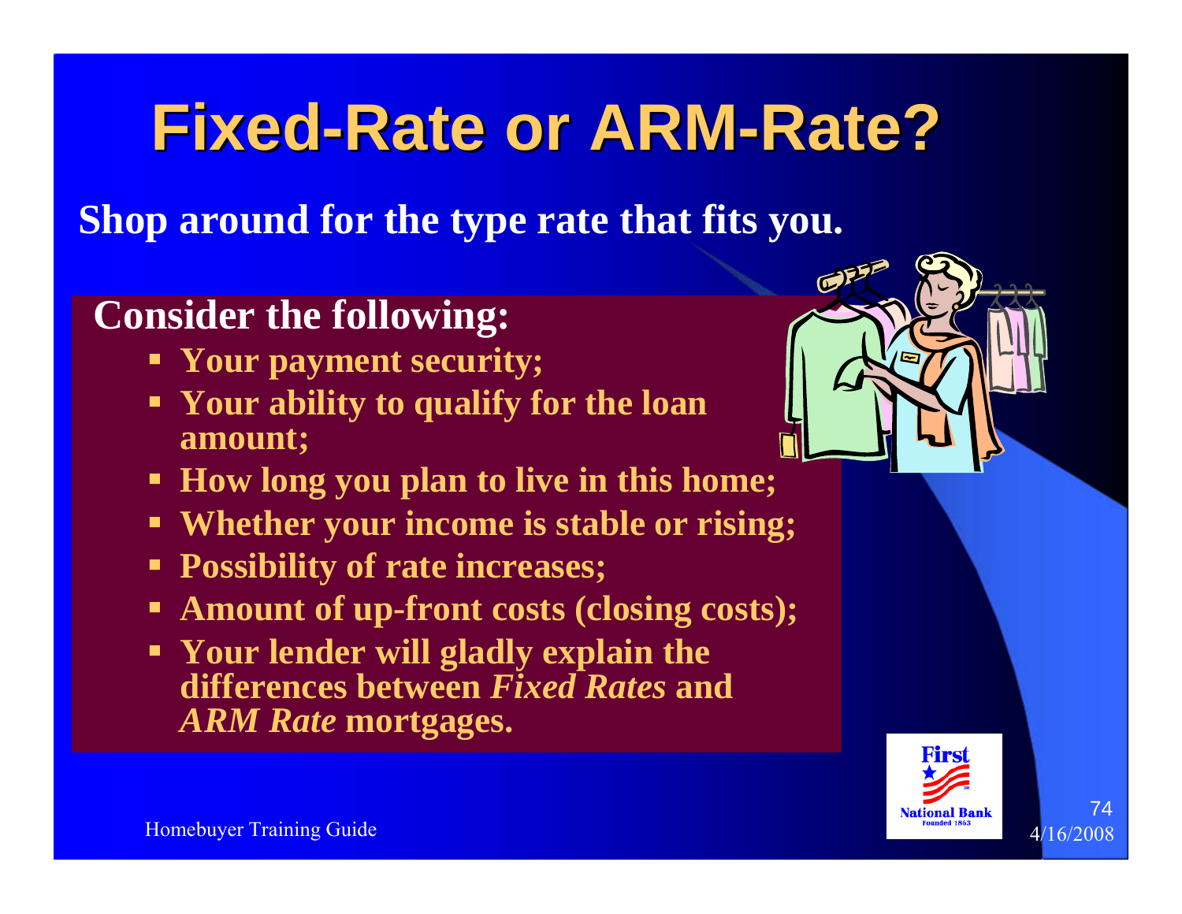# Fixed-Rate or ARM-Rate?

**Shop around for the type rate that fits you.**

**Consider the following:**

- **Your payment security;**
- **Your ability to qualify for the loan amount;**
- **How long you plan to live in this home;**
- **Whether your income is stable or rising;**
- **Possibility of rate increases;**
- **Amount of up-front costs (closing costs);**
- **Your lender will gladly explain the differences between *Fixed Rates* and *ARM Rate* mortgages.**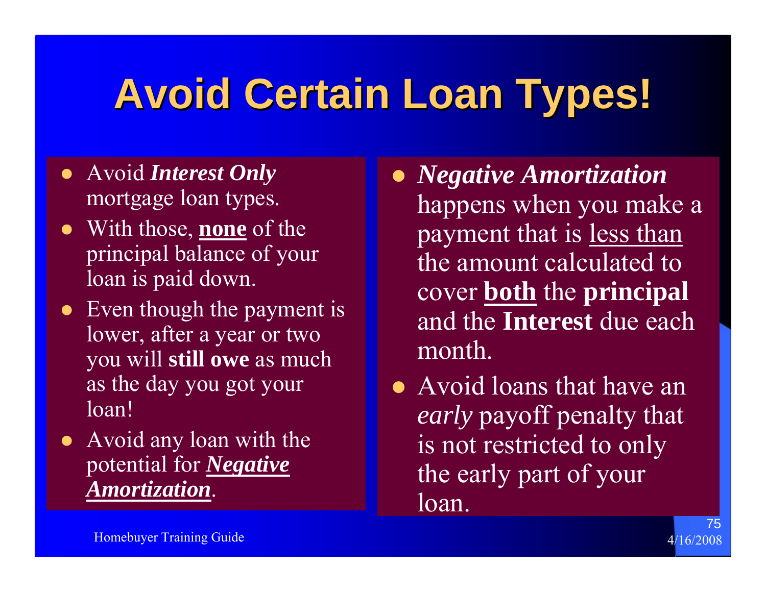# Avoid Certain Loan Types!

- Avoid ***Interest Only*** mortgage loan types.
- With those, <u>**none**</u> of the principal balance of your loan is paid down.
- Even though the payment is lower, after a year or two you will **still owe** as much as the day you got your loan!
- Avoid any loan with the potential for <u>***Negative Amortization***</u>.

- ***Negative Amortization*** happens when you make a payment that is <u>less than</u> the amount calculated to cover <u>**both**</u> the **principal** and the **Interest** due each month.
- Avoid loans that have an *early* payoff penalty that is not restricted to only the early part of your loan.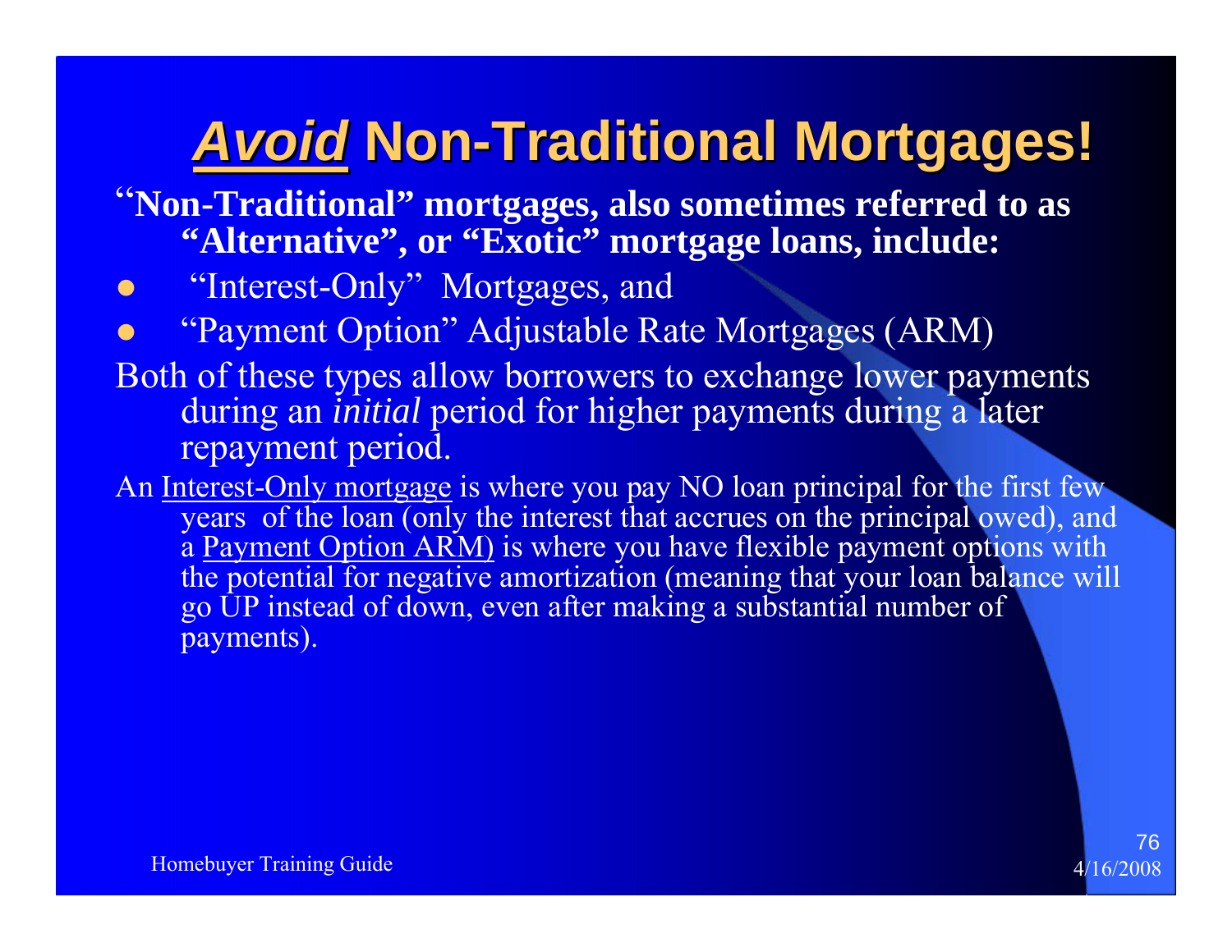# ***Avoid*** Non-Traditional Mortgages!

**"Non-Traditional" mortgages, also sometimes referred to as "Alternative", or "Exotic" mortgage loans, include:**

- "Interest-Only" Mortgages, and
- "Payment Option" Adjustable Rate Mortgages (ARM)

Both of these types allow borrowers to exchange lower payments during an *initial* period for higher payments during a later repayment period.

An Interest-Only mortgage is where you pay NO loan principal for the first few years of the loan (only the interest that accrues on the principal owed), and a Payment Option ARM) is where you have flexible payment options with the potential for negative amortization (meaning that your loan balance will go UP instead of down, even after making a substantial number of payments).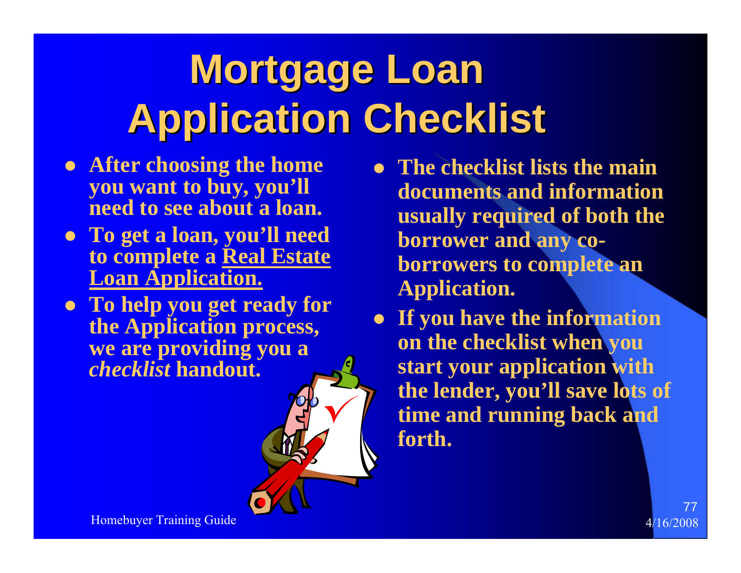# Mortgage Loan Application Checklist

- **After choosing the home you want to buy, you'll need to see about a loan.**
- **To get a loan, you'll need to complete a <u>Real Estate Loan Application.</u>**
- **To help you get ready for the Application process, we are providing you a *checklist* handout.**
- **The checklist lists the main documents and information usually required of both the borrower and any co-borrowers to complete an Application.**
- **If you have the information on the checklist when you start your application with the lender, you'll save lots of time and running back and forth.**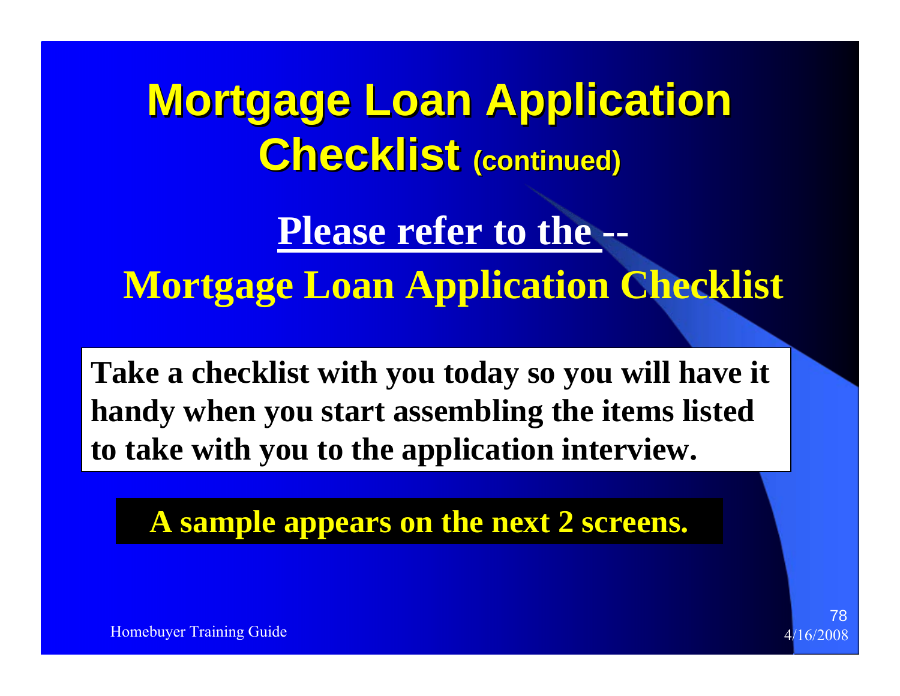# Mortgage Loan Application Checklist (continued)

**Please refer to the --**

**Mortgage Loan Application Checklist**

**Take a checklist with you today so you will have it handy when you start assembling the items listed to take with you to the application interview.**

**A sample appears on the next 2 screens.**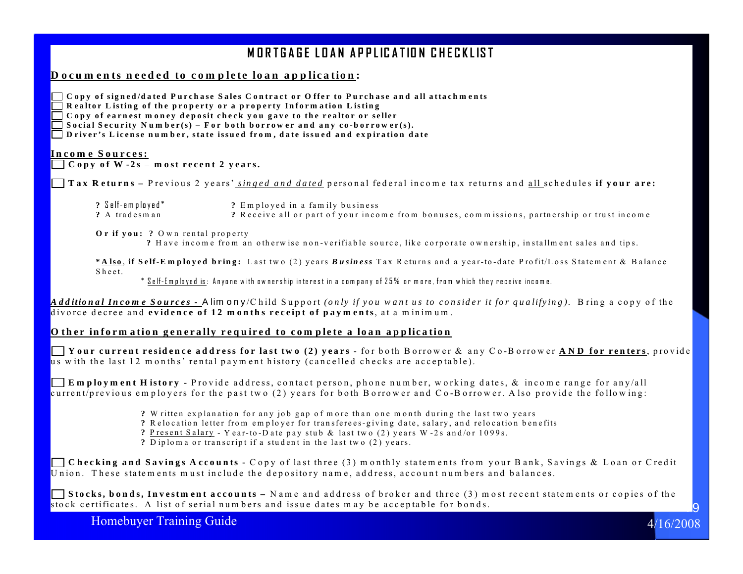# MORTGAGE LOAN APPLICATION CHECKLIST

**Documents needed to complete loan application:**

- ☐ **Copy of signed/dated Purchase Sales Contract or Offer to Purchase and all attachments**
- ☐ **Realtor Listing of the property or a property Information Listing**
- ☐ **Copy of earnest money deposit check you gave to the realtor or seller**
- ☐ **Social Security Number(s) – For both borrower and any co-borrower(s).**
- ☐ **Driver's License number, state issued from, date issued and expiration date**

**Income Sources:**

☐ **Copy of W-2s** – **most recent 2 years.**

☐ **Tax Returns –** Previous 2 years' *singed and dated* personal federal income tax returns and all schedules **if your are:**

- ? Self-employed*
- ? Employed in a family business
- ? A tradesman
- ? Receive all or part of your income from bonuses, commissions, partnership or trust income

**Or if you:** ? Own rental property
? Have income from an otherwise non-verifiable source, like corporate ownership, installment sales and tips.

***Also, if Self-Employed bring:** Last two (2) years ***Business*** Tax Returns and a year-to-date Profit/Loss Statement & Balance Sheet.

* Self-Employed is: Anyone with ownership interest in a company of 25% or more, from which they receive income.

***Additional Income Sources*** - Alimony/Child Support *(only if you want us to consider it for qualifying)*. Bring a copy of the divorce decree and **evidence of 12 months receipt of payments**, at a minimum.

**Other information generally required to complete a loan application**

☐ **Your current residence address for last two (2) years** - for both Borrower & any Co-Borrower **AND for renters**, provide us with the last 12 months' rental payment history (cancelled checks are acceptable).

☐ **Employment History** - Provide address, contact person, phone number, working dates, & income range for any/all current/previous employers for the past two (2) years for both Borrower and Co-Borrower. Also provide the following:

- ? Written explanation for any job gap of more than one month during the last two years
- ? Relocation letter from employer for transferees-giving date, salary, and relocation benefits
- ? Present Salary - Year-to-Date pay stub & last two (2) years W-2s and/or 1099s.
- ? Diploma or transcript if a student in the last two (2) years.

☐ **Checking and Savings Accounts** - Copy of last three (3) monthly statements from your Bank, Savings & Loan or Credit Union. These statements must include the depository name, address, account numbers and balances.

☐ **Stocks, bonds, Investment accounts –** Name and address of broker and three (3) most recent statements or copies of the stock certificates. A list of serial numbers and issue dates may be acceptable for bonds.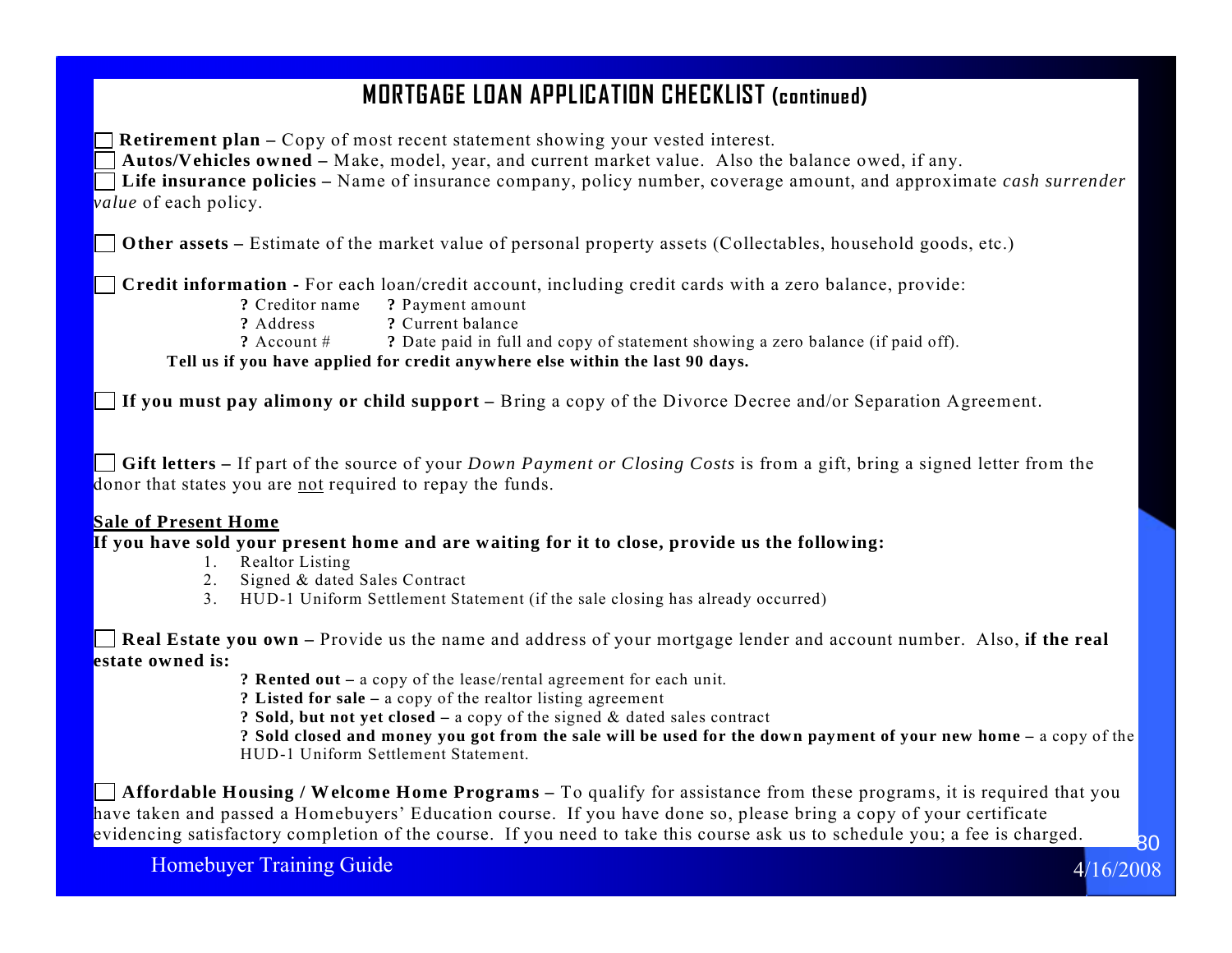## MORTGAGE LOAN APPLICATION CHECKLIST (continued)

☐ **Retirement plan –** Copy of most recent statement showing your vested interest.

☐ **Autos/Vehicles owned –** Make, model, year, and current market value. Also the balance owed, if any.

☐ **Life insurance policies –** Name of insurance company, policy number, coverage amount, and approximate *cash surrender value* of each policy.

☐ **Other assets –** Estimate of the market value of personal property assets (Collectables, household goods, etc.)

☐ **Credit information** - For each loan/credit account, including credit cards with a zero balance, provide:

- ? Creditor name
- ? Payment amount
- ? Address
- ? Current balance
- ? Account #
- ? Date paid in full and copy of statement showing a zero balance (if paid off).

**Tell us if you have applied for credit anywhere else within the last 90 days.**

☐ **If you must pay alimony or child support –** Bring a copy of the Divorce Decree and/or Separation Agreement.

☐ **Gift letters –** If part of the source of your *Down Payment or Closing Costs* is from a gift, bring a signed letter from the donor that states you are <u>not</u> required to repay the funds.

**<u>Sale of Present Home</u>**

**If you have sold your present home and are waiting for it to close, provide us the following:**

1. Realtor Listing
2. Signed & dated Sales Contract
3. HUD-1 Uniform Settlement Statement (if the sale closing has already occurred)

☐ **Real Estate you own –** Provide us the name and address of your mortgage lender and account number. Also, **if the real estate owned is:**

- ? **Rented out –** a copy of the lease/rental agreement for each unit.
- ? **Listed for sale –** a copy of the realtor listing agreement
- ? **Sold, but not yet closed –** a copy of the signed & dated sales contract
- ? **Sold closed and money you got from the sale will be used for the down payment of your new home –** a copy of the HUD-1 Uniform Settlement Statement.

☐ **Affordable Housing / Welcome Home Programs –** To qualify for assistance from these programs, it is required that you have taken and passed a Homebuyers' Education course. If you have done so, please bring a copy of your certificate evidencing satisfactory completion of the course. If you need to take this course ask us to schedule you; a fee is charged.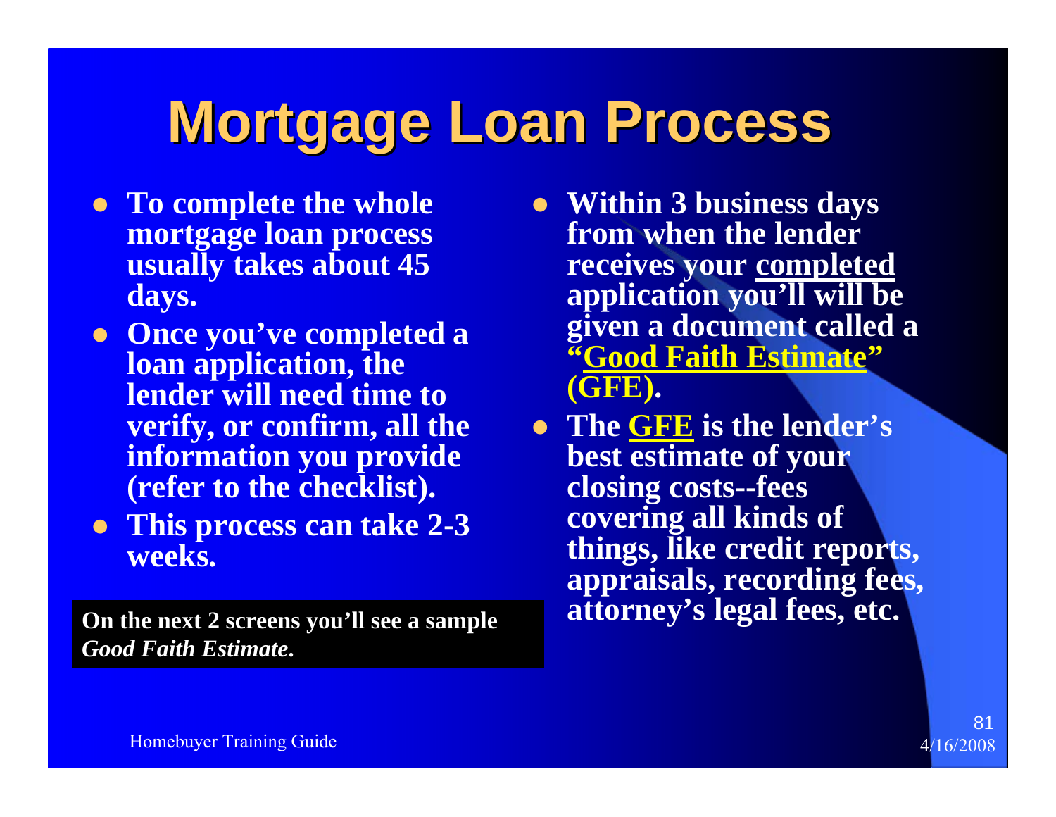# Mortgage Loan Process

- **To complete the whole mortgage loan process usually takes about 45 days.**
- **Once you've completed a loan application, the lender will need time to verify, or confirm, all the information you provide (refer to the checklist).**
- **This process can take 2-3 weeks.**

**On the next 2 screens you'll see a sample *Good Faith Estimate*.**

- **Within 3 business days from when the lender receives your completed application you'll will be given a document called a "Good Faith Estimate" (GFE).**
- **The GFE is the lender's best estimate of your closing costs--fees covering all kinds of things, like credit reports, appraisals, recording fees, attorney's legal fees, etc.**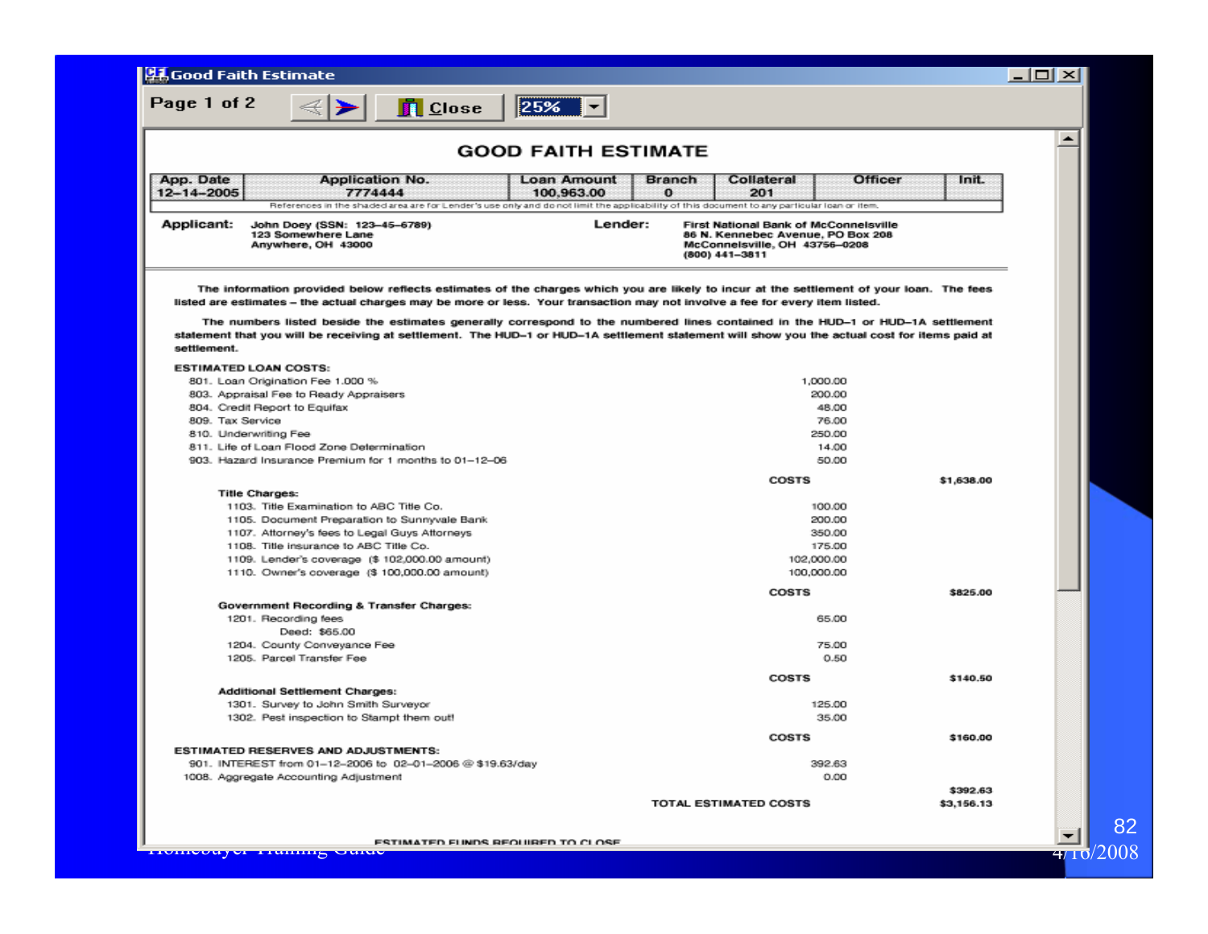# GOOD FAITH ESTIMATE

| App. Date | Application No. | Loan Amount | Branch | Collateral | Officer | Init. |
|---|---|---|---|---|---|---|
| 12-14-2005 | 7774444 | 100,963.00 | 0 | 201 | | |

References in the shaded area are for Lender's use only and do not limit the applicability of this document to any particular loan or item.

**Applicant:** John Doey (SSN: 123-45-6789)
123 Somewhere Lane
Anywhere, OH 43000

**Lender:** First National Bank of McConnelsville
86 N. Kennebec Avenue, PO Box 208
McConnelsville, OH 43756-0208
(800) 441-3811

The information provided below reflects estimates of the charges which you are likely to incur at the settlement of your loan. The fees listed are estimates – the actual charges may be more or less. Your transaction may not involve a fee for every item listed.

The numbers listed beside the estimates generally correspond to the numbered lines contained in the HUD-1 or HUD-1A settlement statement that you will be receiving at settlement. The HUD-1 or HUD-1A settlement statement will show you the actual cost for items paid at settlement.

**ESTIMATED LOAN COSTS:**

| Item | Amount | Total |
|---|---|---|
| 801. Loan Origination Fee 1.000 % | 1,000.00 | |
| 803. Appraisal Fee to Ready Appraisers | 200.00 | |
| 804. Credit Report to Equifax | 48.00 | |
| 809. Tax Service | 76.00 | |
| 810. Underwriting Fee | 250.00 | |
| 811. Life of Loan Flood Zone Determination | 14.00 | |
| 903. Hazard Insurance Premium for 1 months to 01-12-06 | 50.00 | |
| | COSTS | $1,638.00 |

**Title Charges:**

| Item | Amount | Total |
|---|---|---|
| 1103. Title Examination to ABC Title Co. | 100.00 | |
| 1105. Document Preparation to Sunnyvale Bank | 200.00 | |
| 1107. Attorney's fees to Legal Guys Attorneys | 350.00 | |
| 1108. Title insurance to ABC Title Co. | 175.00 | |
| 1109. Lender's coverage ($ 102,000.00 amount) | 102,000.00 | |
| 1110. Owner's coverage ($ 100,000.00 amount) | 100,000.00 | |
| | COSTS | $825.00 |

**Government Recording & Transfer Charges:**

| Item | Amount | Total |
|---|---|---|
| 1201. Recording fees<br>Deed: $65.00 | 65.00 | |
| 1204. County Conveyance Fee | 75.00 | |
| 1205. Parcel Transfer Fee | 0.50 | |
| | COSTS | $140.50 |

**Additional Settlement Charges:**

| Item | Amount | Total |
|---|---|---|
| 1301. Survey to John Smith Surveyor | 125.00 | |
| 1302. Pest inspection to Stampt them out! | 35.00 | |
| | COSTS | $160.00 |

**ESTIMATED RESERVES AND ADJUSTMENTS:**

| Item | Amount | Total |
|---|---|---|
| 901. INTEREST from 01-12-2006 to 02-01-2006 @ $19.63/day | 392.63 | |
| 1008. Aggregate Accounting Adjustment | 0.00 | |
| | | $392.63 |
| | TOTAL ESTIMATED COSTS | $3,156.13 |

ESTIMATED FUNDS REQUIRED TO CLOSE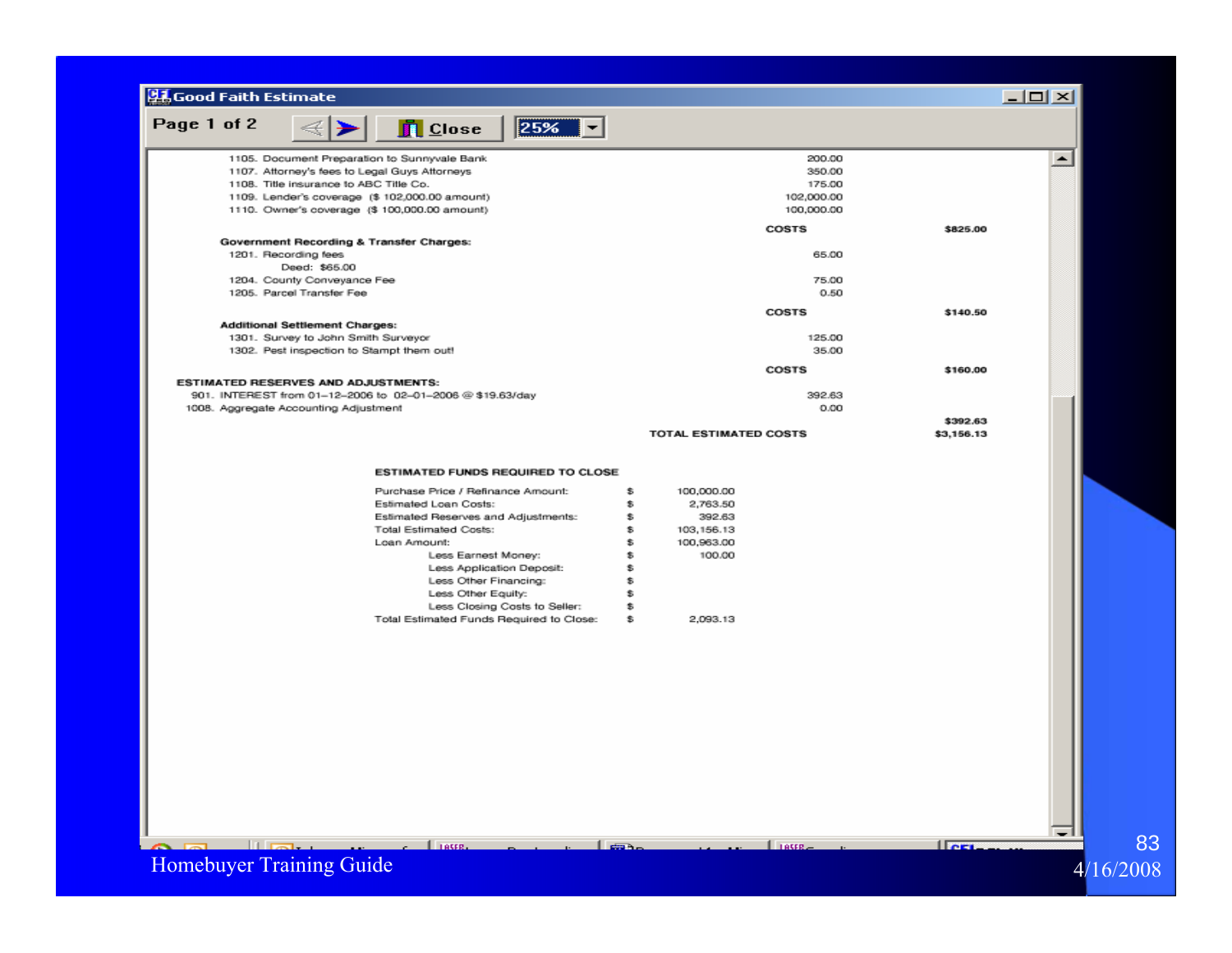**Good Faith Estimate**

Page 1 of 2

| | | |
|---|---|---|
| 1105. Document Preparation to Sunnyvale Bank | 200.00 | |
| 1107. Attorney's fees to Legal Guys Attorneys | 350.00 | |
| 1108. Title insurance to ABC Title Co. | 175.00 | |
| 1109. Lender's coverage ($ 102,000.00 amount) | 102,000.00 | |
| 1110. Owner's coverage ($ 100,000.00 amount) | 100,000.00 | |
| | COSTS | $825.00 |
| **Government Recording & Transfer Charges:** | | |
| 1201. Recording fees | 65.00 | |
| Deed: $65.00 | | |
| 1204. County Conveyance Fee | 75.00 | |
| 1205. Parcel Transfer Fee | 0.50 | |
| | COSTS | $140.50 |
| **Additional Settlement Charges:** | | |
| 1301. Survey to John Smith Surveyor | 125.00 | |
| 1302. Pest inspection to Stampt them out! | 35.00 | |
| | COSTS | $160.00 |
| **ESTIMATED RESERVES AND ADJUSTMENTS:** | | |
| 901. INTEREST from 01-12-2006 to 02-01-2006 @ $19.63/day | 392.63 | |
| 1008. Aggregate Accounting Adjustment | 0.00 | |
| | | $392.63 |
| | TOTAL ESTIMATED COSTS | $3,156.13 |

**ESTIMATED FUNDS REQUIRED TO CLOSE**

| | | |
|---|---|---|
| Purchase Price / Refinance Amount: | $ | 100,000.00 |
| Estimated Loan Costs: | $ | 2,763.50 |
| Estimated Reserves and Adjustments: | $ | 392.63 |
| Total Estimated Costs: | $ | 103,156.13 |
| Loan Amount: | $ | 100,963.00 |
| Less Earnest Money: | $ | 100.00 |
| Less Application Deposit: | $ | |
| Less Other Financing: | $ | |
| Less Other Equity: | $ | |
| Less Closing Costs to Seller: | $ | |
| Total Estimated Funds Required to Close: | $ | 2,093.13 |

Homebuyer Training Guide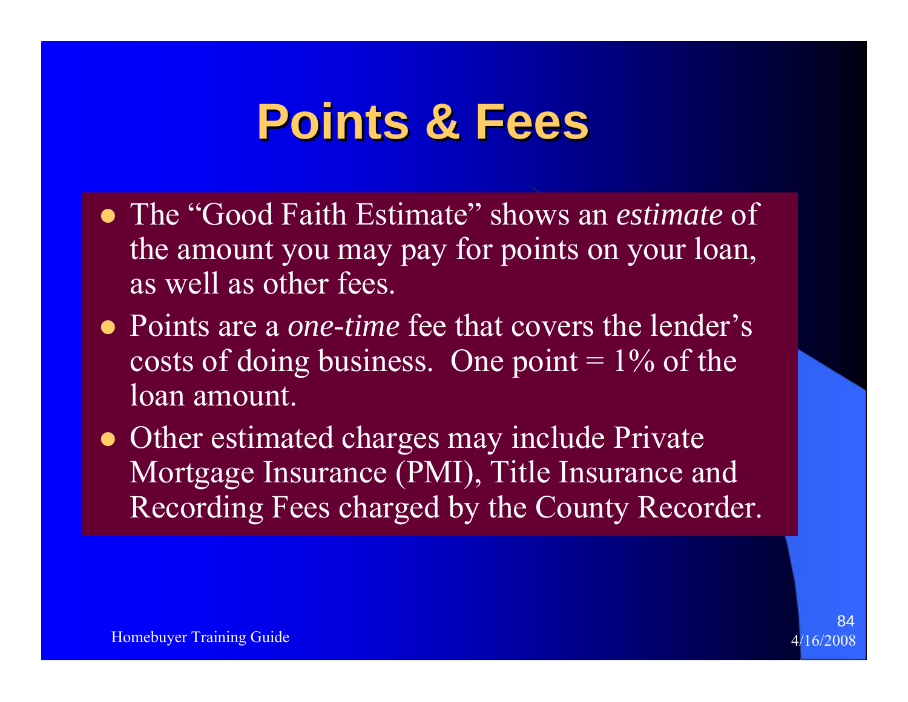# Points & Fees

- The "Good Faith Estimate" shows an *estimate* of the amount you may pay for points on your loan, as well as other fees.
- Points are a *one-time* fee that covers the lender's costs of doing business. One point = 1% of the loan amount.
- Other estimated charges may include Private Mortgage Insurance (PMI), Title Insurance and Recording Fees charged by the County Recorder.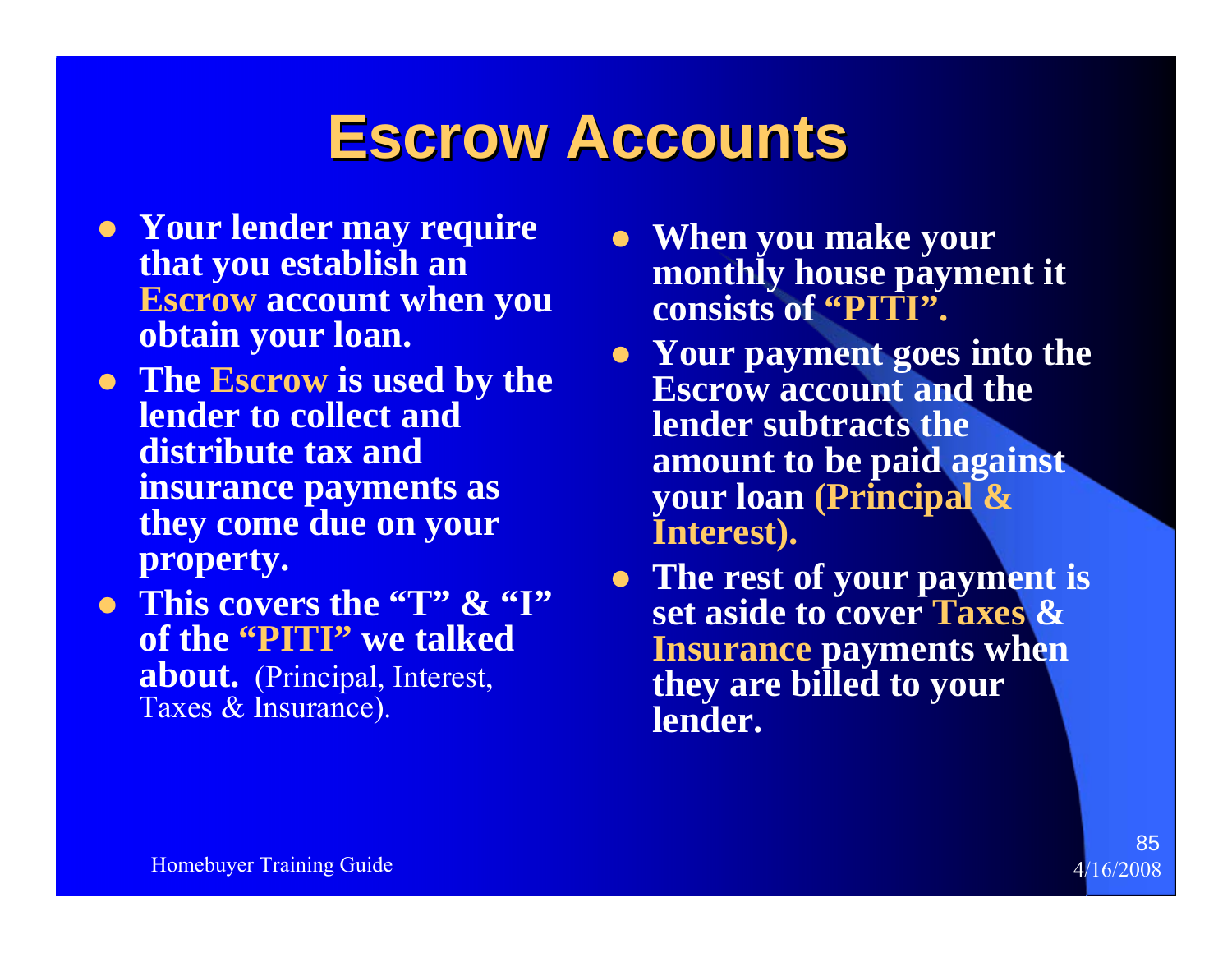# Escrow Accounts

- **Your lender may require that you establish an Escrow account when you obtain your loan.**
- **The Escrow is used by the lender to collect and distribute tax and insurance payments as they come due on your property.**
- **This covers the "T" & "I" of the "PITI" we talked about.** (Principal, Interest, Taxes & Insurance).
- **When you make your monthly house payment it consists of "PITI".**
- **Your payment goes into the Escrow account and the lender subtracts the amount to be paid against your loan (Principal & Interest).**
- **The rest of your payment is set aside to cover Taxes & Insurance payments when they are billed to your lender.**

Homebuyer Training Guide

4/16/2008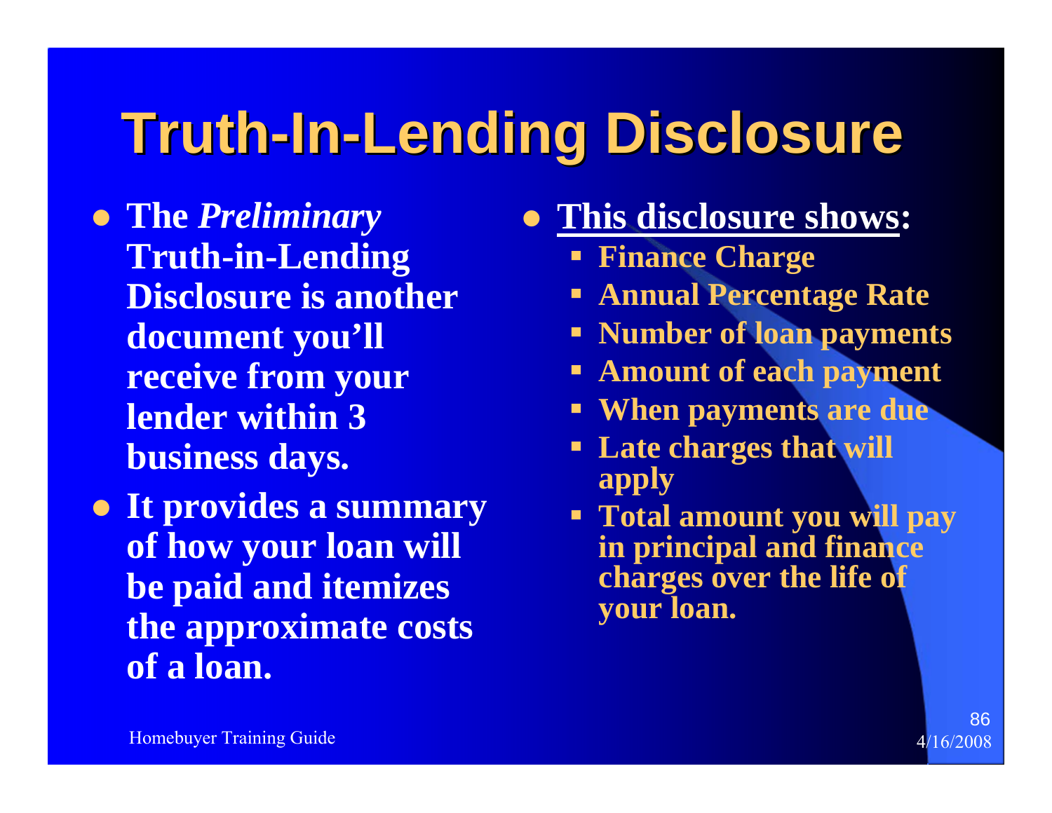# Truth-In-Lending Disclosure

- The *Preliminary* Truth-in-Lending Disclosure is another document you'll receive from your lender within 3 business days.
- It provides a summary of how your loan will be paid and itemizes the approximate costs of a loan.

- <u>This disclosure shows</u>:
  - Finance Charge
  - Annual Percentage Rate
  - Number of loan payments
  - Amount of each payment
  - When payments are due
  - Late charges that will apply
  - Total amount you will pay in principal and finance charges over the life of your loan.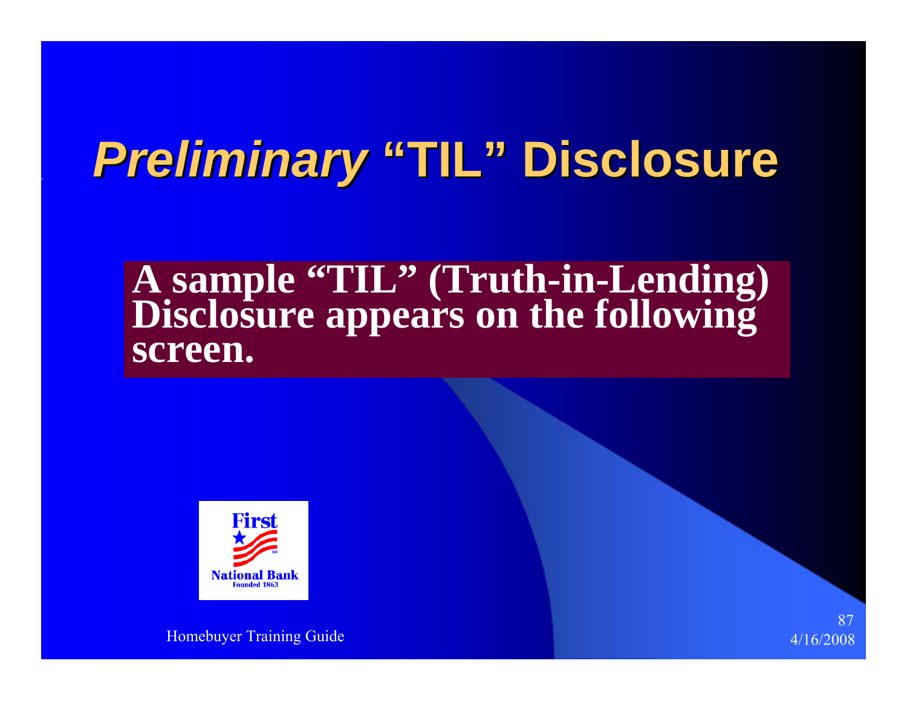# *Preliminary* "TIL" Disclosure

**A sample "TIL" (Truth-in-Lending) Disclosure appears on the following screen.**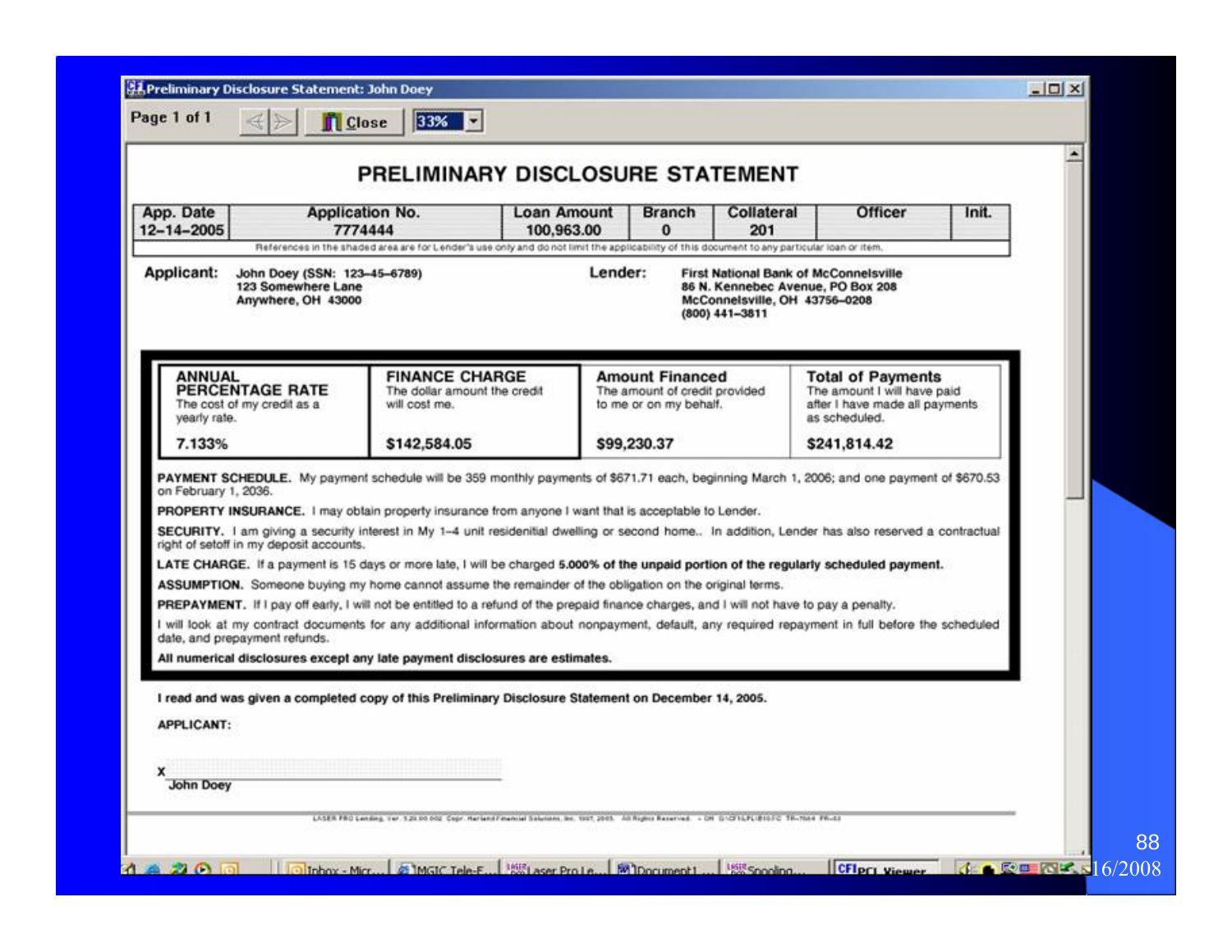# PRELIMINARY DISCLOSURE STATEMENT

| App. Date | Application No. | Loan Amount | Branch | Collateral | Officer | Init. |
|---|---|---|---|---|---|---|
| 12-14-2005 | 7774444 | 100,963.00 | 0 | 201 | | |

References in the shaded area are for Lender's use only and do not limit the applicability of this document to any particular loan or item.

**Applicant:** John Doey (SSN: 123-45-6789)
123 Somewhere Lane
Anywhere, OH 43000

**Lender:** First National Bank of McConnelsville
86 N. Kennebec Avenue, PO Box 208
McConnelsville, OH 43756-0208
(800) 441-3811

| ANNUAL PERCENTAGE RATE | FINANCE CHARGE | Amount Financed | Total of Payments |
|---|---|---|---|
| The cost of my credit as a yearly rate. | The dollar amount the credit will cost me. | The amount of credit provided to me or on my behalf. | The amount I will have paid after I have made all payments as scheduled. |
| 7.133% | $142,584.05 | $99,230.37 | $241,814.42 |

**PAYMENT SCHEDULE.** My payment schedule will be 359 monthly payments of $671.71 each, beginning March 1, 2006; and one payment of $670.53 on February 1, 2036.

**PROPERTY INSURANCE.** I may obtain property insurance from anyone I want that is acceptable to Lender.

**SECURITY.** I am giving a security interest in My 1-4 unit residenitial dwelling or second home.. In addition, Lender has also reserved a contractual right of setoff in my deposit accounts.

**LATE CHARGE.** If a payment is 15 days or more late, I will be charged **5.000% of the unpaid portion of the regularly scheduled payment.**

**ASSUMPTION.** Someone buying my home cannot assume the remainder of the obligation on the original terms.

**PREPAYMENT.** If I pay off early, I will not be entitled to a refund of the prepaid finance charges, and I will not have to pay a penalty.

I will look at my contract documents for any additional information about nonpayment, default, any required repayment in full before the scheduled date, and prepayment refunds.

**All numerical disclosures except any late payment disclosures are estimates.**

**I read and was given a completed copy of this Preliminary Disclosure Statement on December 14, 2005.**

**APPLICANT:**

x ______________________________
John Doey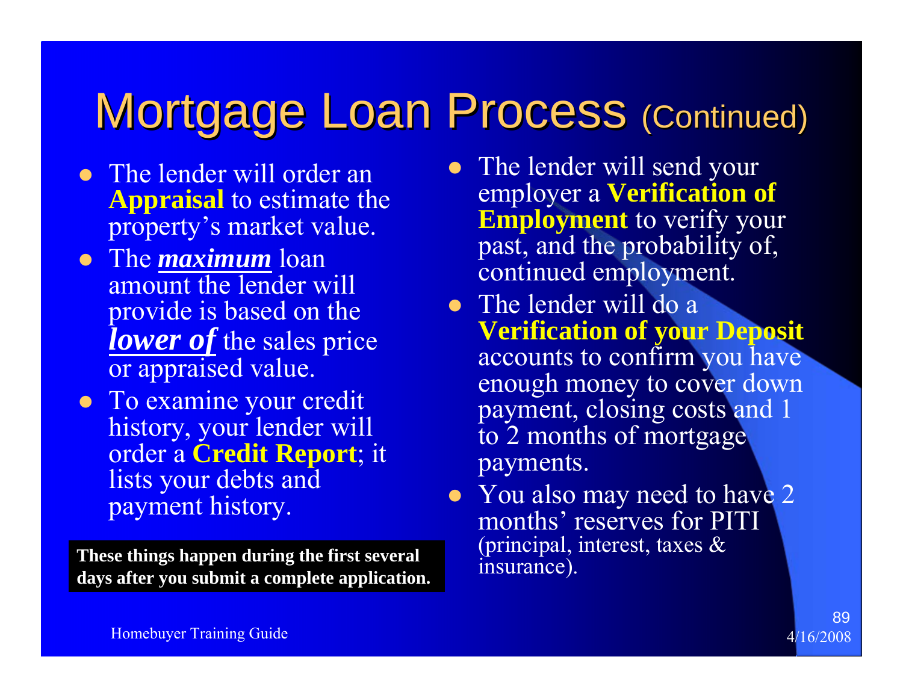# Mortgage Loan Process (Continued)

- The lender will order an **Appraisal** to estimate the property's market value.
- The ***maximum*** loan amount the lender will provide is based on the ***lower of*** the sales price or appraised value.
- To examine your credit history, your lender will order a **Credit Report**; it lists your debts and payment history.

**These things happen during the first several days after you submit a complete application.**

- The lender will send your employer a **Verification of Employment** to verify your past, and the probability of, continued employment.
- The lender will do a **Verification of your Deposit** accounts to confirm you have enough money to cover down payment, closing costs and 1 to 2 months of mortgage payments.
- You also may need to have 2 months' reserves for PITI (principal, interest, taxes & insurance).

Homebuyer Training Guide

4/16/2008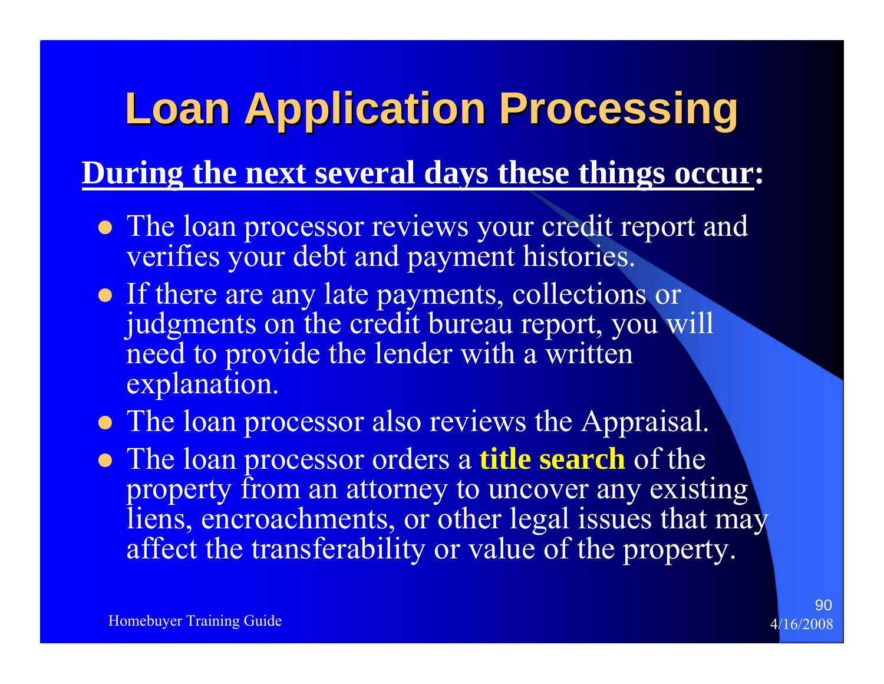# Loan Application Processing

**During the next several days these things occur:**

- The loan processor reviews your credit report and verifies your debt and payment histories.
- If there are any late payments, collections or judgments on the credit bureau report, you will need to provide the lender with a written explanation.
- The loan processor also reviews the Appraisal.
- The loan processor orders a **title search** of the property from an attorney to uncover any existing liens, encroachments, or other legal issues that may affect the transferability or value of the property.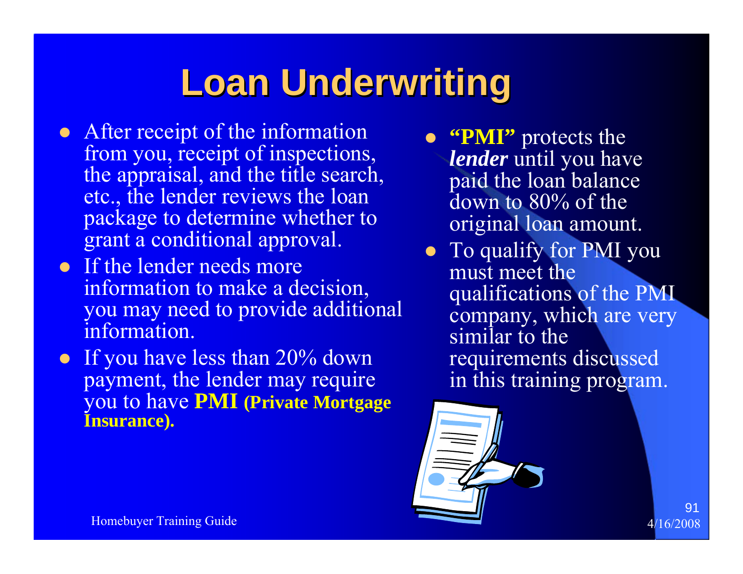# Loan Underwriting

- After receipt of the information from you, receipt of inspections, the appraisal, and the title search, etc., the lender reviews the loan package to determine whether to grant a conditional approval.
- If the lender needs more information to make a decision, you may need to provide additional information.
- If you have less than 20% down payment, the lender may require you to have **PMI (Private Mortgage Insurance).**
- **"PMI"** protects the ***lender*** until you have paid the loan balance down to 80% of the original loan amount.
- To qualify for PMI you must meet the qualifications of the PMI company, which are very similar to the requirements discussed in this training program.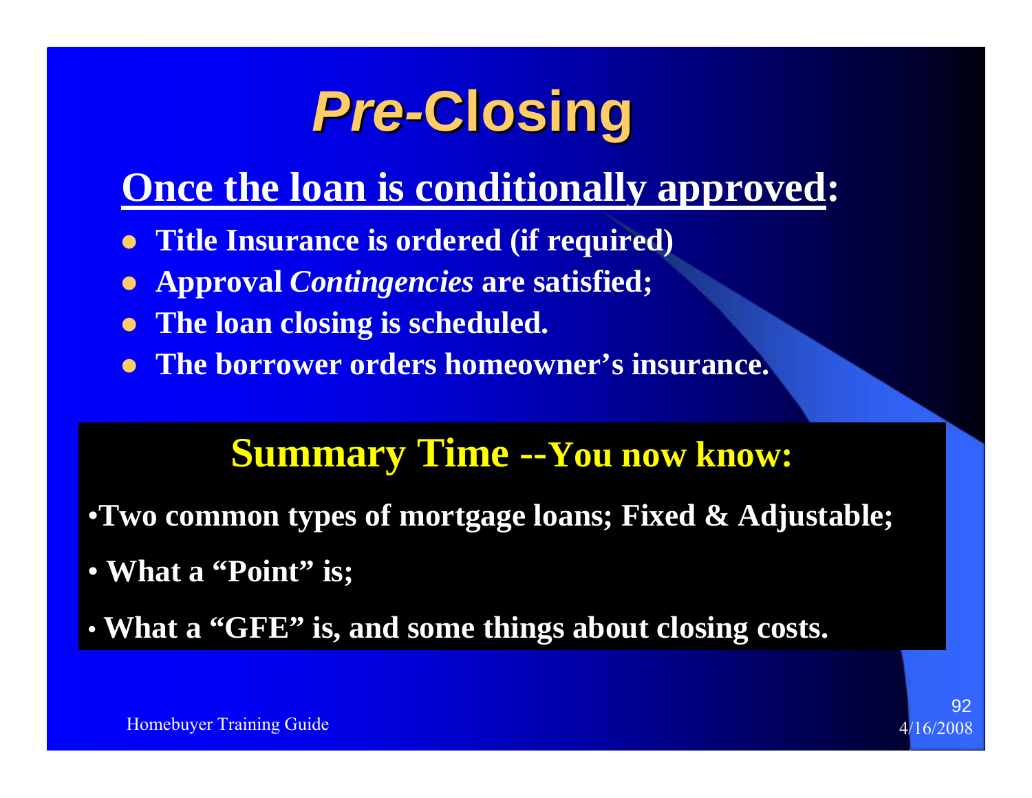# *Pre*-Closing

## Once the loan is conditionally approved:

- **Title Insurance is ordered (if required)**
- **Approval *Contingencies* are satisfied;**
- **The loan closing is scheduled.**
- **The borrower orders homeowner's insurance.**

### Summary Time --You now know:

- **Two common types of mortgage loans; Fixed & Adjustable;**
- **What a "Point" is;**
- **What a "GFE" is, and some things about closing costs.**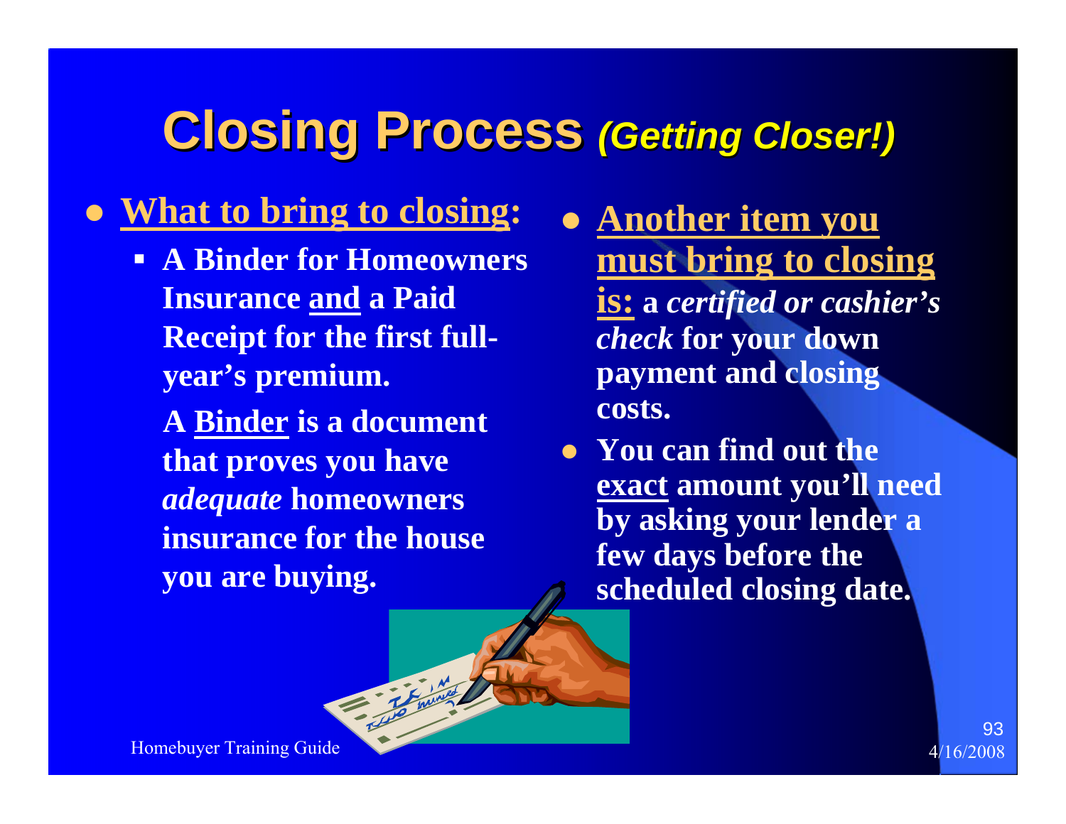# Closing Process *(Getting Closer!)*

- **What to bring to closing:**
  - **A Binder for Homeowners Insurance and a Paid Receipt for the first full-year's premium.**

    **A Binder is a document that proves you have *adequate* homeowners insurance for the house you are buying.**

- **Another item you must bring to closing is: a *certified or cashier's check* for your down payment and closing costs.**
- **You can find out the exact amount you'll need by asking your lender a few days before the scheduled closing date.**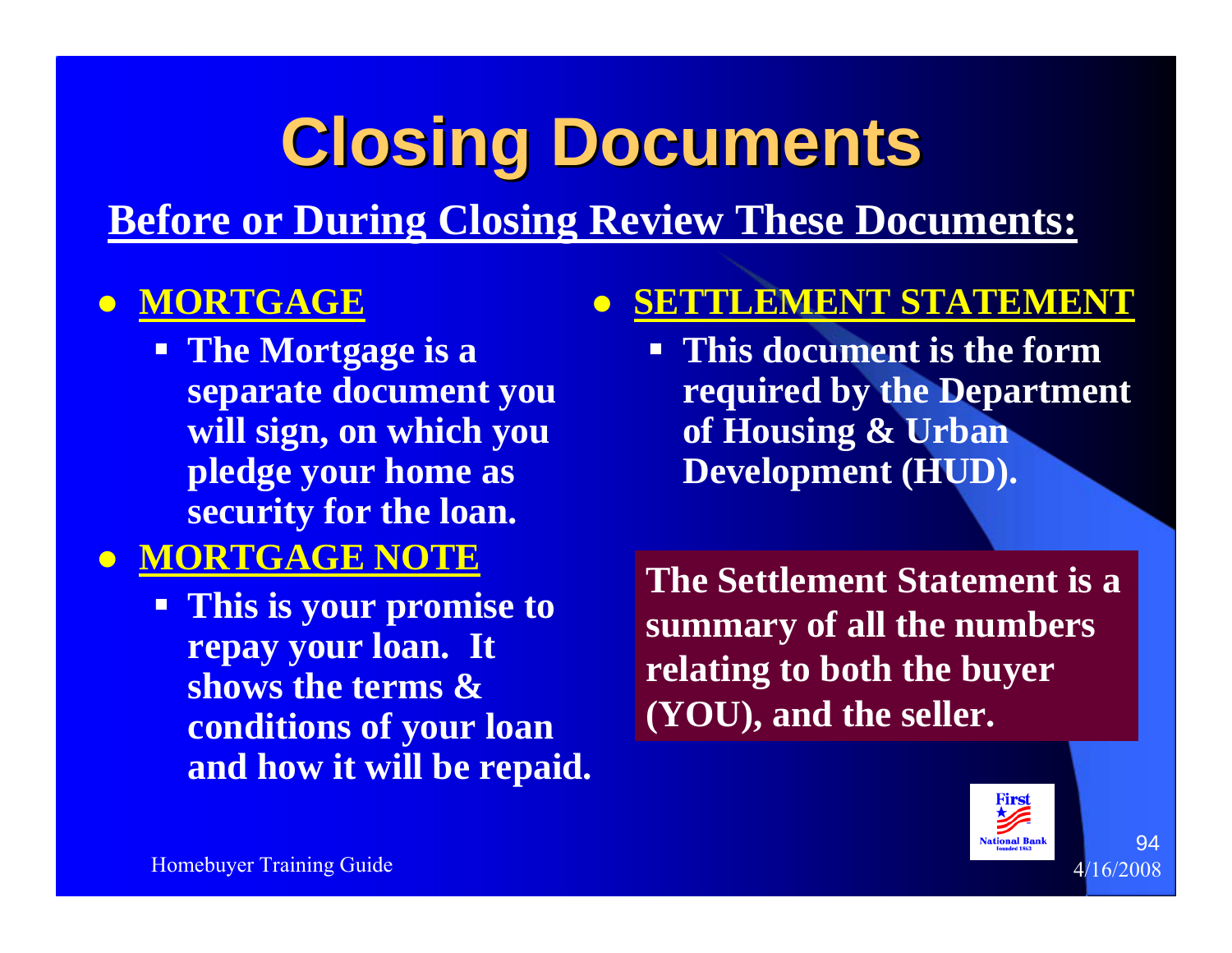# Closing Documents

## Before or During Closing Review These Documents:

- **MORTGAGE**
  - **The Mortgage is a separate document you will sign, on which you pledge your home as security for the loan.**
- **MORTGAGE NOTE**
  - **This is your promise to repay your loan. It shows the terms & conditions of your loan and how it will be repaid.**
- **SETTLEMENT STATEMENT**
  - **This document is the form required by the Department of Housing & Urban Development (HUD).**

**The Settlement Statement is a summary of all the numbers relating to both the buyer (YOU), and the seller.**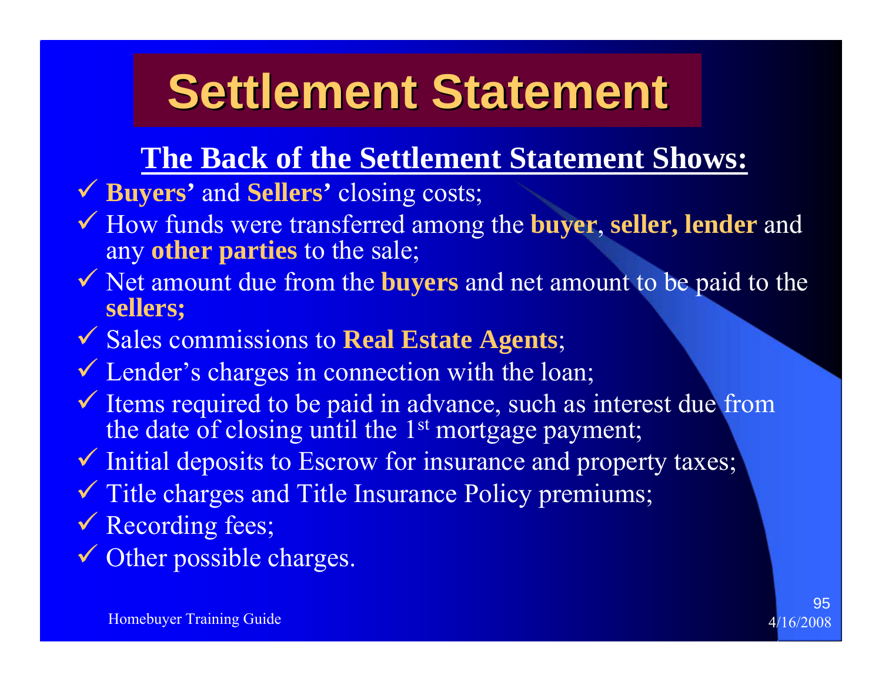# Settlement Statement

## The Back of the Settlement Statement Shows:

- ✓ **Buyers'** and **Sellers'** closing costs;
- ✓ How funds were transferred among the **buyer**, **seller, lender** and any **other parties** to the sale;
- ✓ Net amount due from the **buyers** and net amount to be paid to the **sellers;**
- ✓ Sales commissions to **Real Estate Agents**;
- ✓ Lender's charges in connection with the loan;
- ✓ Items required to be paid in advance, such as interest due from the date of closing until the 1st mortgage payment;
- ✓ Initial deposits to Escrow for insurance and property taxes;
- ✓ Title charges and Title Insurance Policy premiums;
- ✓ Recording fees;
- ✓ Other possible charges.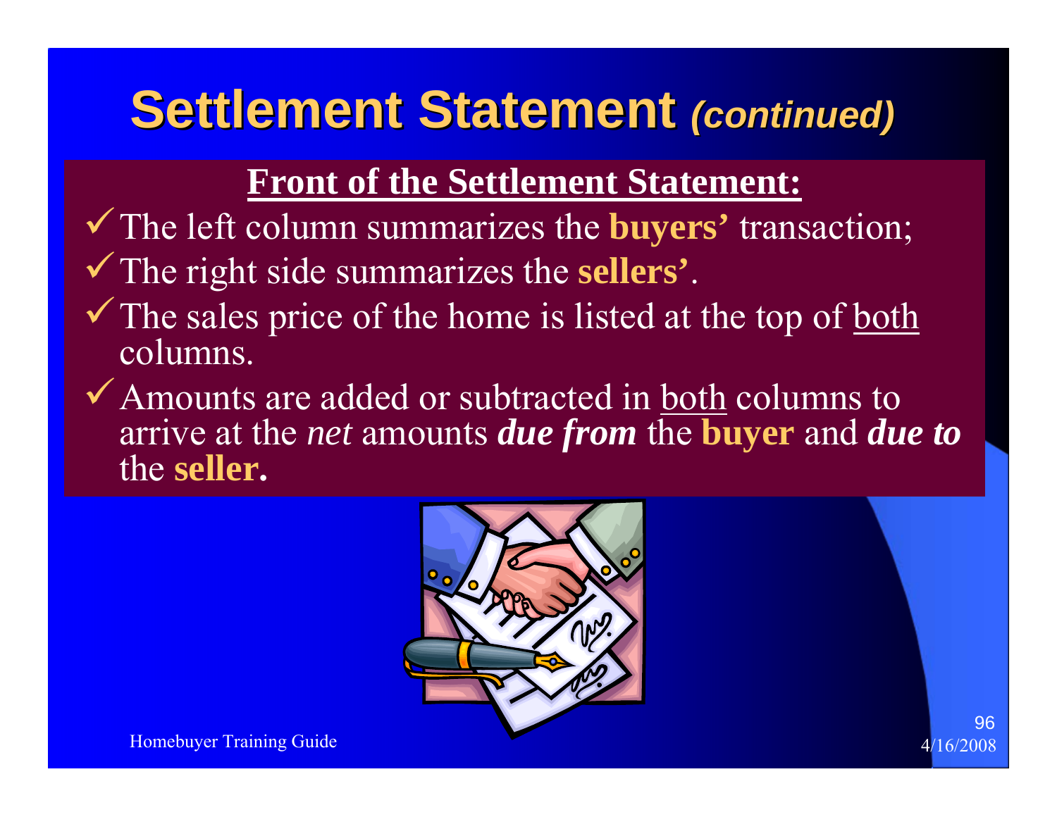# Settlement Statement *(continued)*

## Front of the Settlement Statement:

- ✓ The left column summarizes the **buyers'** transaction;
- ✓ The right side summarizes the **sellers'**.
- ✓ The sales price of the home is listed at the top of both columns.
- ✓ Amounts are added or subtracted in both columns to arrive at the *net* amounts ***due from*** the **buyer** and ***due to*** the **seller.**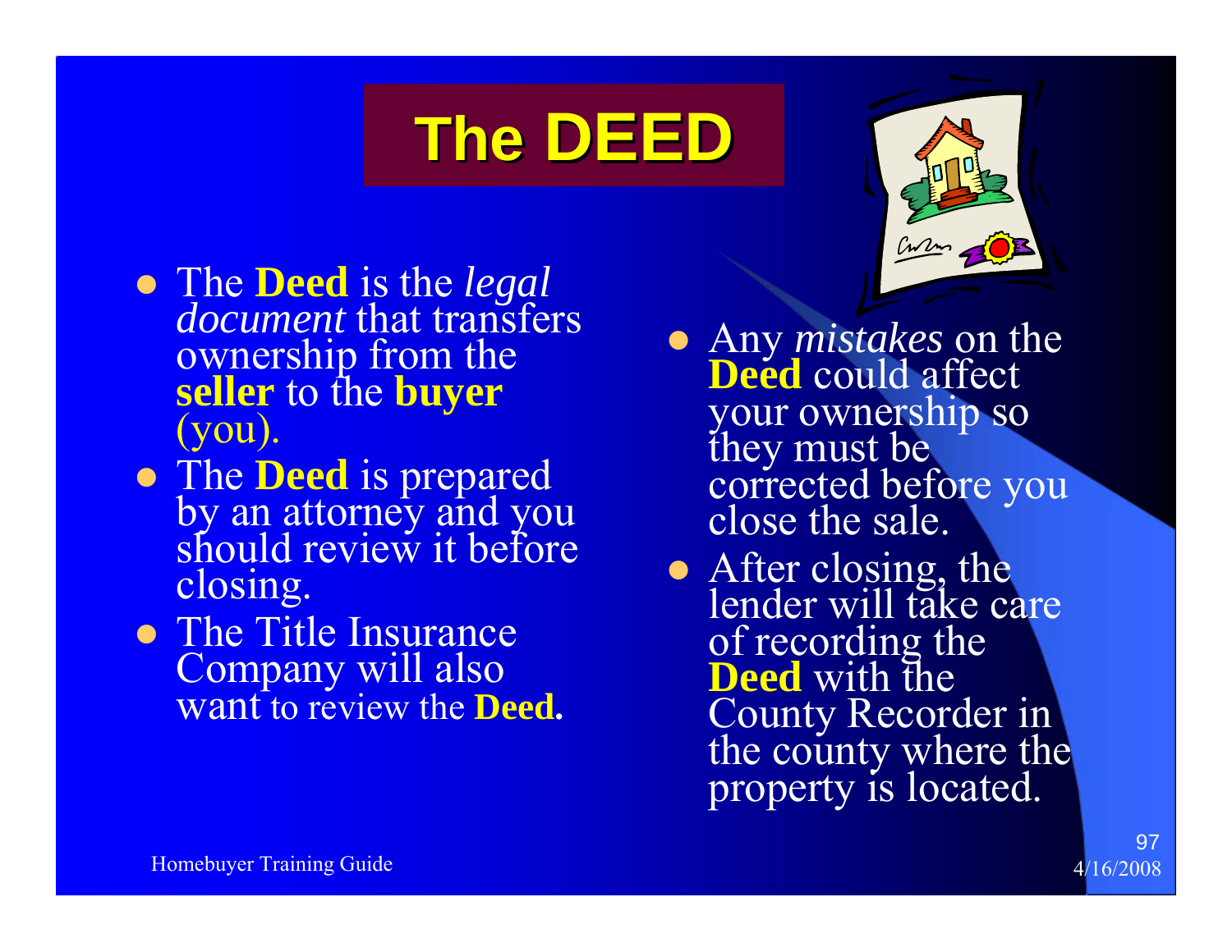# The DEED

- The **Deed** is the *legal document* that transfers ownership from the **seller** to the **buyer** (you).
- The **Deed** is prepared by an attorney and you should review it before closing.
- The Title Insurance Company will also want to review the **Deed**.
- Any *mistakes* on the **Deed** could affect your ownership so they must be corrected before you close the sale.
- After closing, the lender will take care of recording the **Deed** with the County Recorder in the county where the property is located.

Homebuyer Training Guide

4/16/2008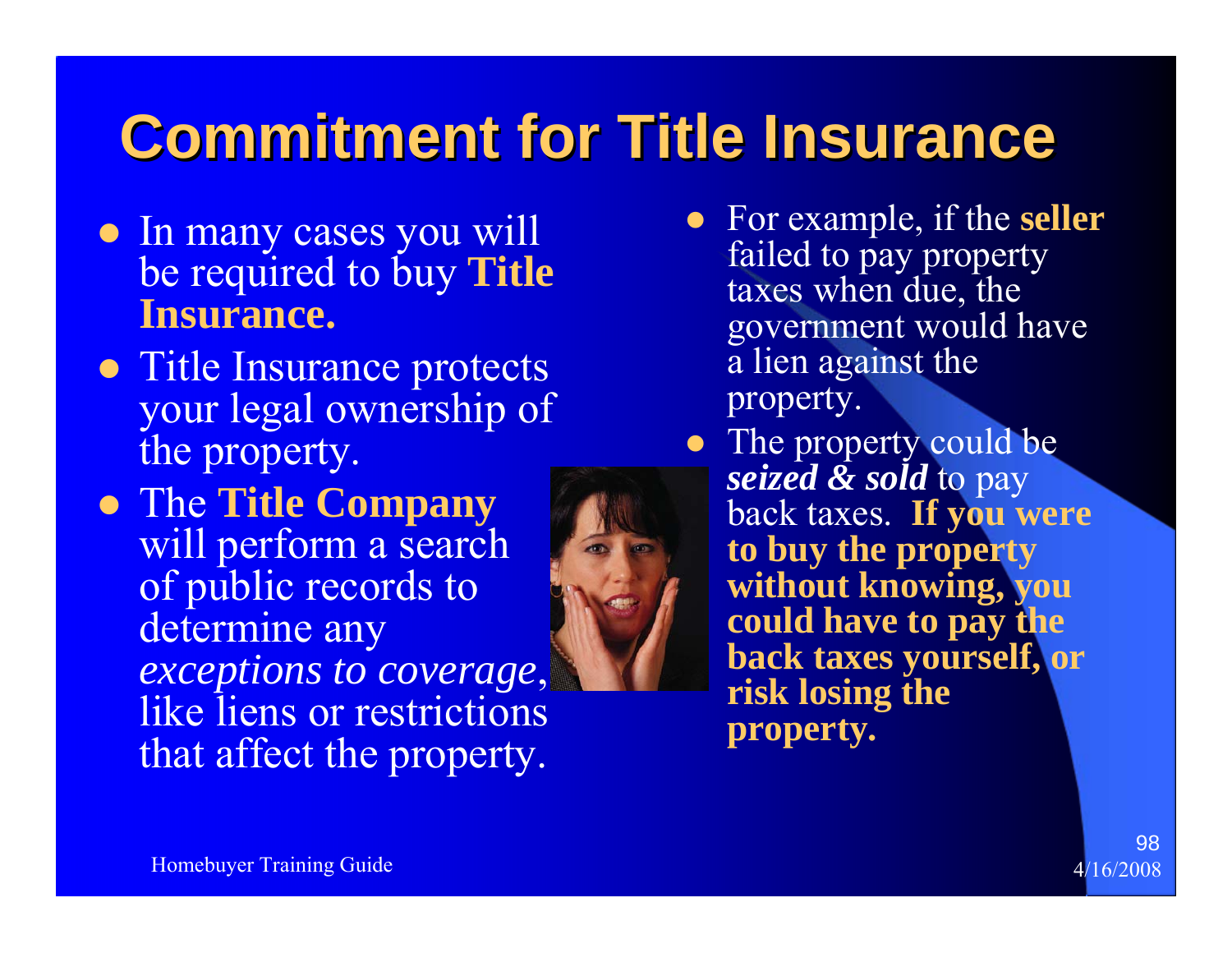# Commitment for Title Insurance

- In many cases you will be required to buy **Title Insurance.**
- Title Insurance protects your legal ownership of the property.
- The **Title Company** will perform a search of public records to determine any *exceptions to coverage*, like liens or restrictions that affect the property.
- For example, if the **seller** failed to pay property taxes when due, the government would have a lien against the property.
- The property could be ***seized & sold*** to pay back taxes. **If you were to buy the property without knowing, you could have to pay the back taxes yourself, or risk losing the property.**

Homebuyer Training Guide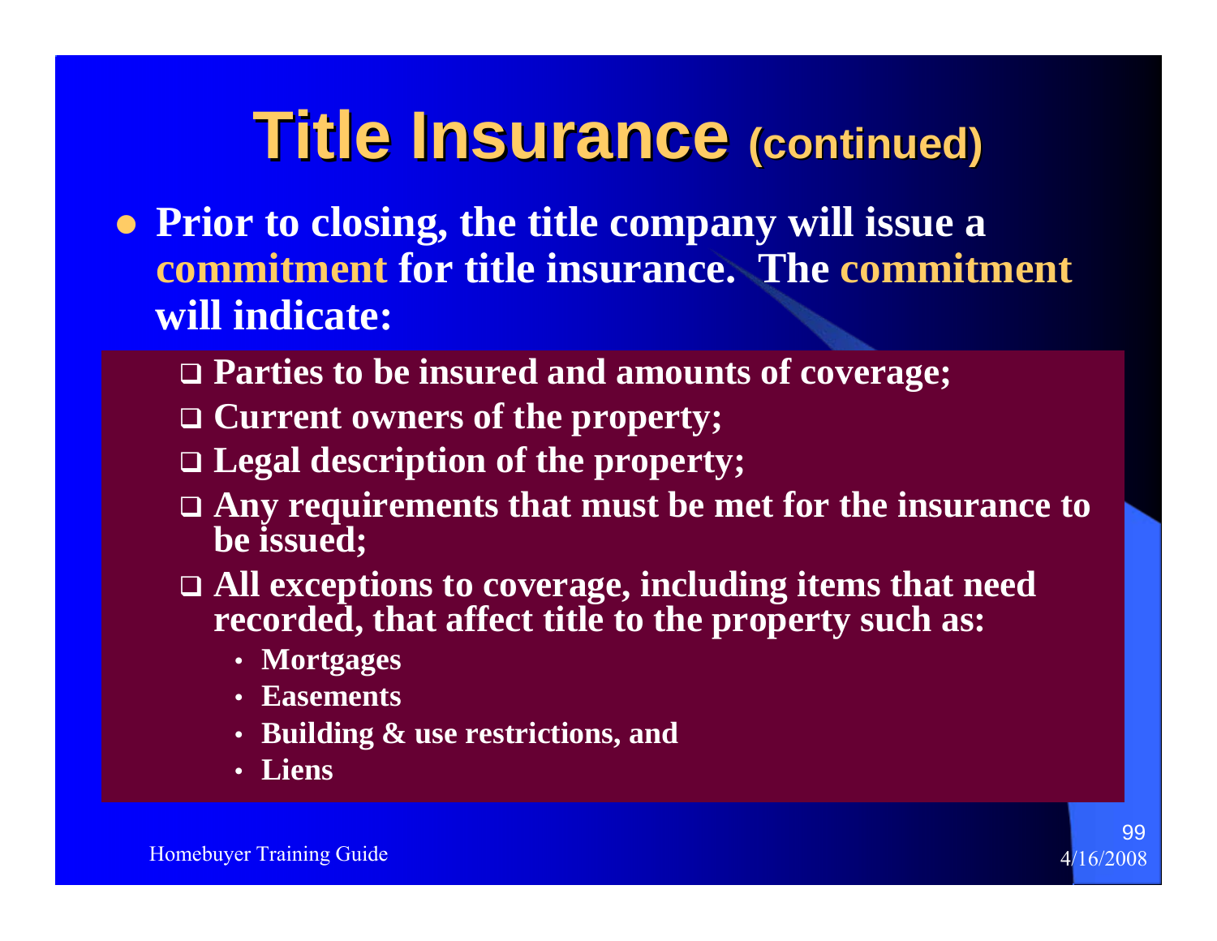# Title Insurance (continued)

- Prior to closing, the title company will issue a **commitment** for title insurance. The **commitment** will indicate:
  - Parties to be insured and amounts of coverage;
  - Current owners of the property;
  - Legal description of the property;
  - Any requirements that must be met for the insurance to be issued;
  - All exceptions to coverage, including items that need recorded, that affect title to the property such as:
    - Mortgages
    - Easements
    - Building & use restrictions, and
    - Liens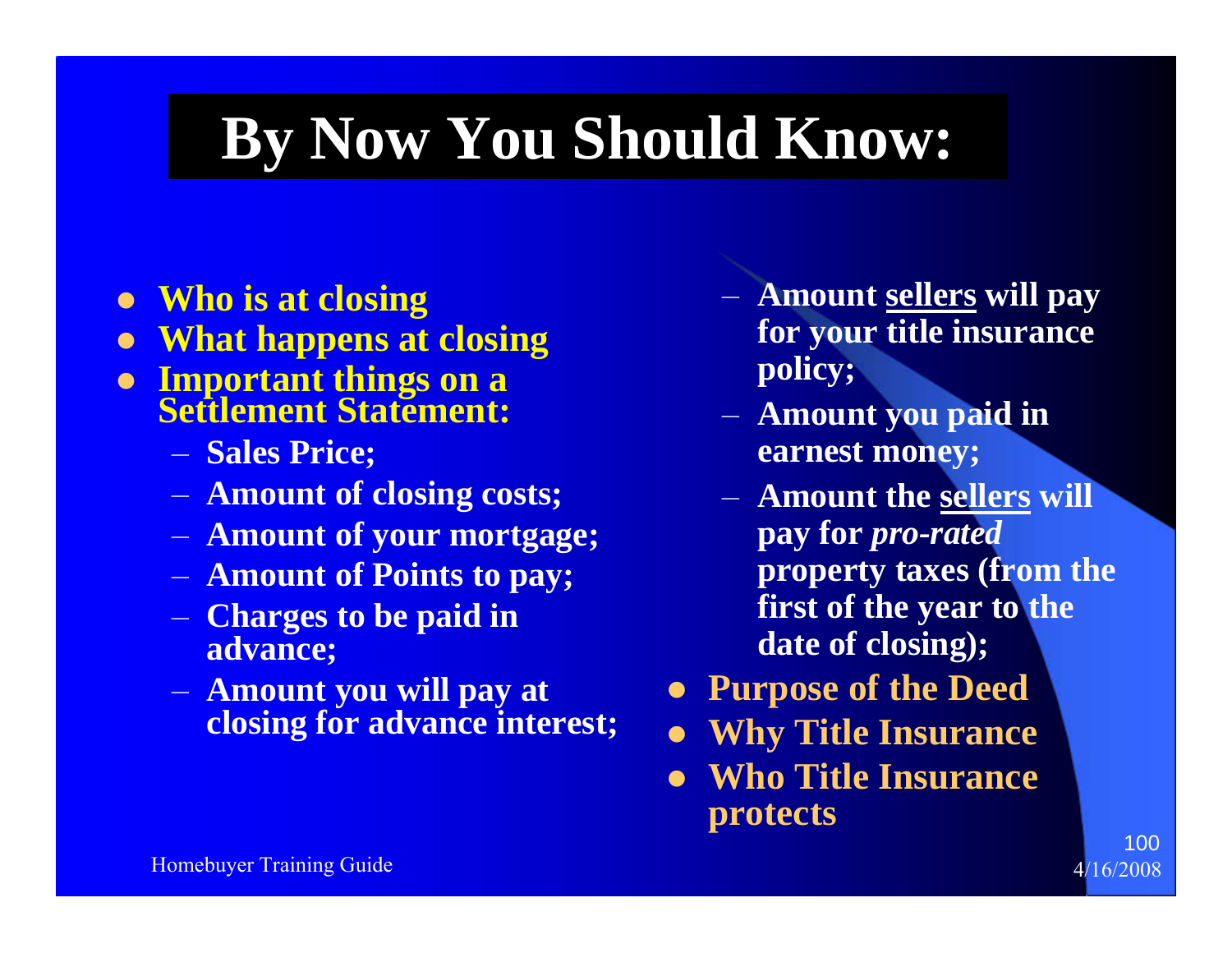# By Now You Should Know:

- **Who is at closing**
- **What happens at closing**
- **Important things on a Settlement Statement:**
  - **Sales Price;**
  - **Amount of closing costs;**
  - **Amount of your mortgage;**
  - **Amount of Points to pay;**
  - **Charges to be paid in advance;**
  - **Amount you will pay at closing for advance interest;**
  - **Amount sellers will pay for your title insurance policy;**
  - **Amount you paid in earnest money;**
  - **Amount the sellers will pay for *pro-rated* property taxes (from the first of the year to the date of closing);**
- **Purpose of the Deed**
- **Why Title Insurance**
- **Who Title Insurance protects**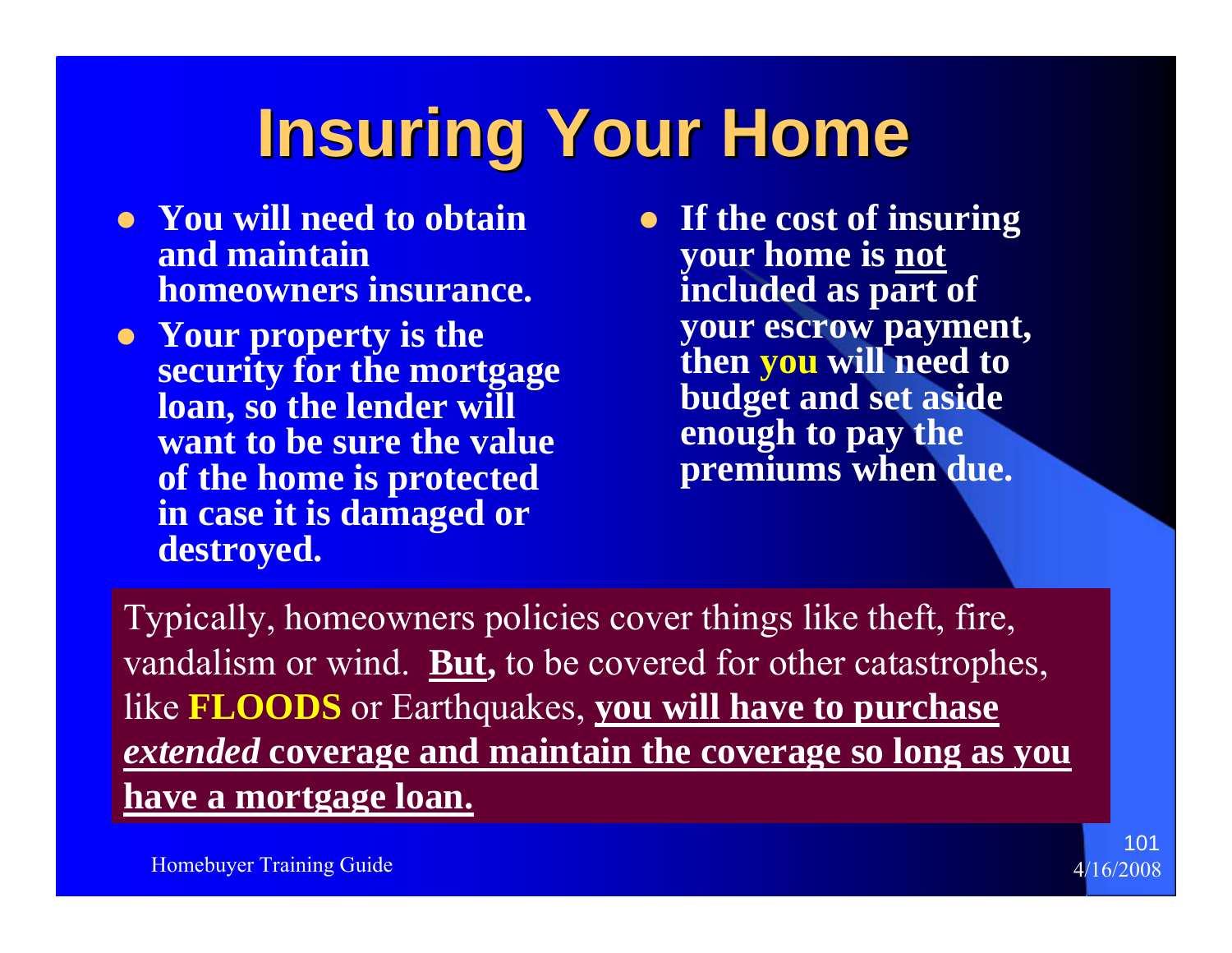# Insuring Your Home

- **You will need to obtain and maintain homeowners insurance.**
- **Your property is the security for the mortgage loan, so the lender will want to be sure the value of the home is protected in case it is damaged or destroyed.**
- **If the cost of insuring your home is <u>not</u> included as part of your escrow payment, then you will need to budget and set aside enough to pay the premiums when due.**

Typically, homeowners policies cover things like theft, fire, vandalism or wind. <u>**But,**</u> to be covered for other catastrophes, like **FLOODS** or Earthquakes, <u>**you will have to purchase *extended* coverage and maintain the coverage so long as you have a mortgage loan.**</u>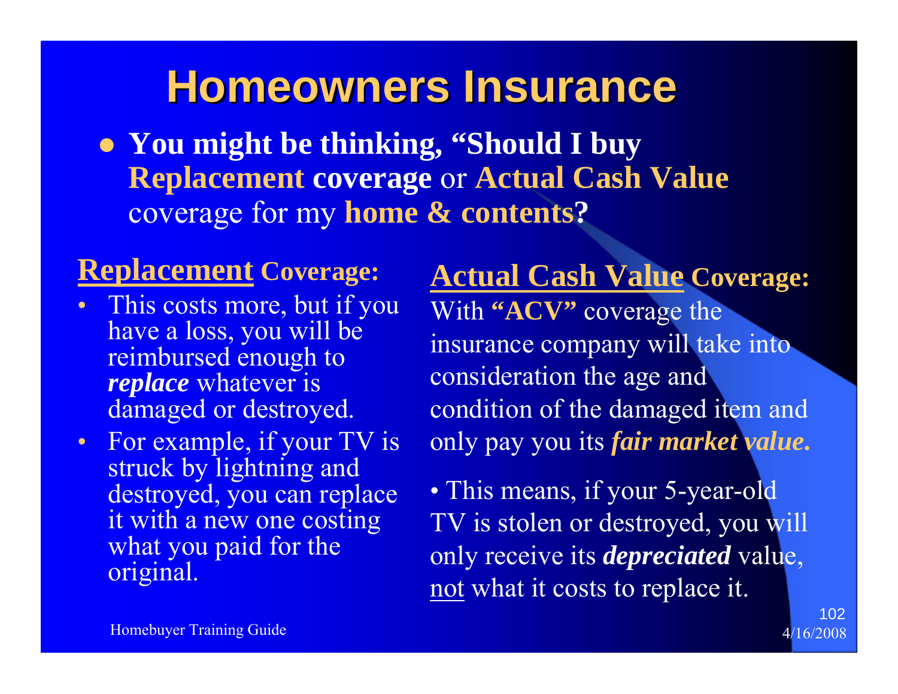# Homeowners Insurance

- **You might be thinking, "Should I buy Replacement coverage** or **Actual Cash Value** coverage for my **home & contents?**

## Replacement Coverage:

- This costs more, but if you have a loss, you will be reimbursed enough to ***replace*** whatever is damaged or destroyed.
- For example, if your TV is struck by lightning and destroyed, you can replace it with a new one costing what you paid for the original.

## Actual Cash Value Coverage:

With **"ACV"** coverage the insurance company will take into consideration the age and condition of the damaged item and only pay you its ***fair market value.***

- This means, if your 5-year-old TV is stolen or destroyed, you will only receive its ***depreciated*** value, not what it costs to replace it.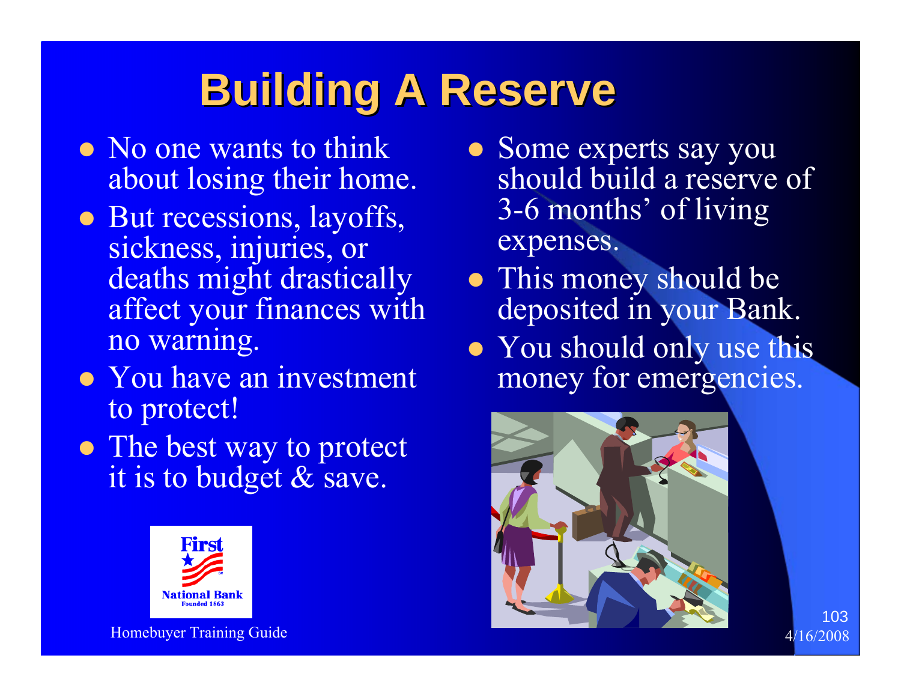# Building A Reserve

- No one wants to think about losing their home.
- But recessions, layoffs, sickness, injuries, or deaths might drastically affect your finances with no warning.
- You have an investment to protect!
- The best way to protect it is to budget & save.
- Some experts say you should build a reserve of 3-6 months' of living expenses.
- This money should be deposited in your Bank.
- You should only use this money for emergencies.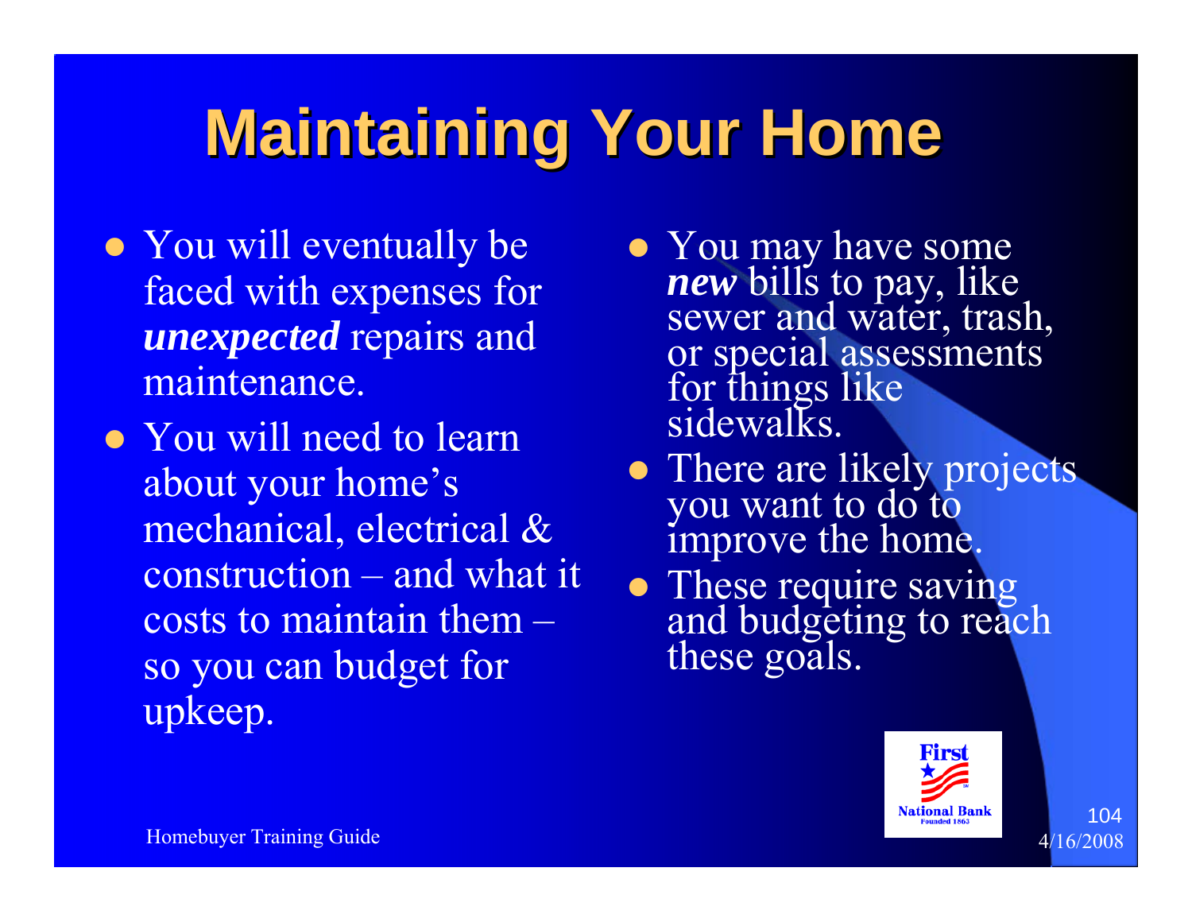# Maintaining Your Home

- You will eventually be faced with expenses for ***unexpected*** repairs and maintenance.
- You will need to learn about your home's mechanical, electrical & construction – and what it costs to maintain them – so you can budget for upkeep.
- You may have some ***new*** bills to pay, like sewer and water, trash, or special assessments for things like sidewalks.
- There are likely projects you want to do to improve the home.
- These require saving and budgeting to reach these goals.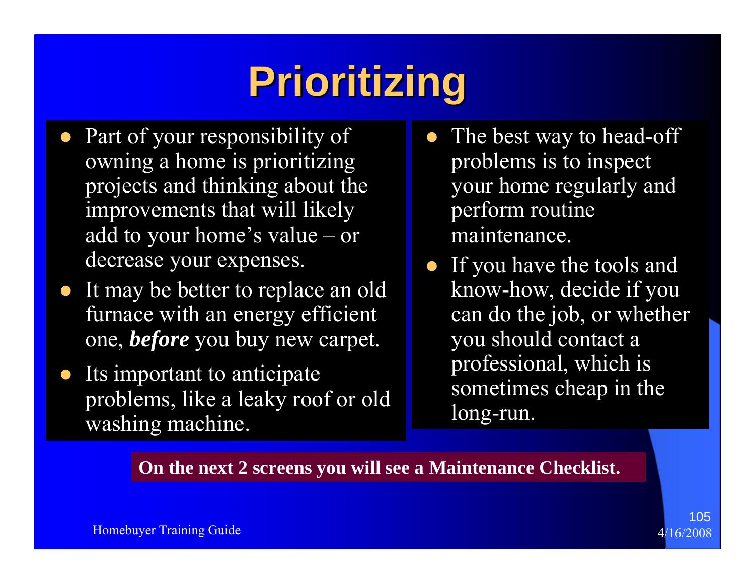# Prioritizing

- Part of your responsibility of owning a home is prioritizing projects and thinking about the improvements that will likely add to your home's value – or decrease your expenses.
- It may be better to replace an old furnace with an energy efficient one, ***before*** you buy new carpet.
- Its important to anticipate problems, like a leaky roof or old washing machine.
- The best way to head-off problems is to inspect your home regularly and perform routine maintenance.
- If you have the tools and know-how, decide if you can do the job, or whether you should contact a professional, which is sometimes cheap in the long-run.

**On the next 2 screens you will see a Maintenance Checklist.**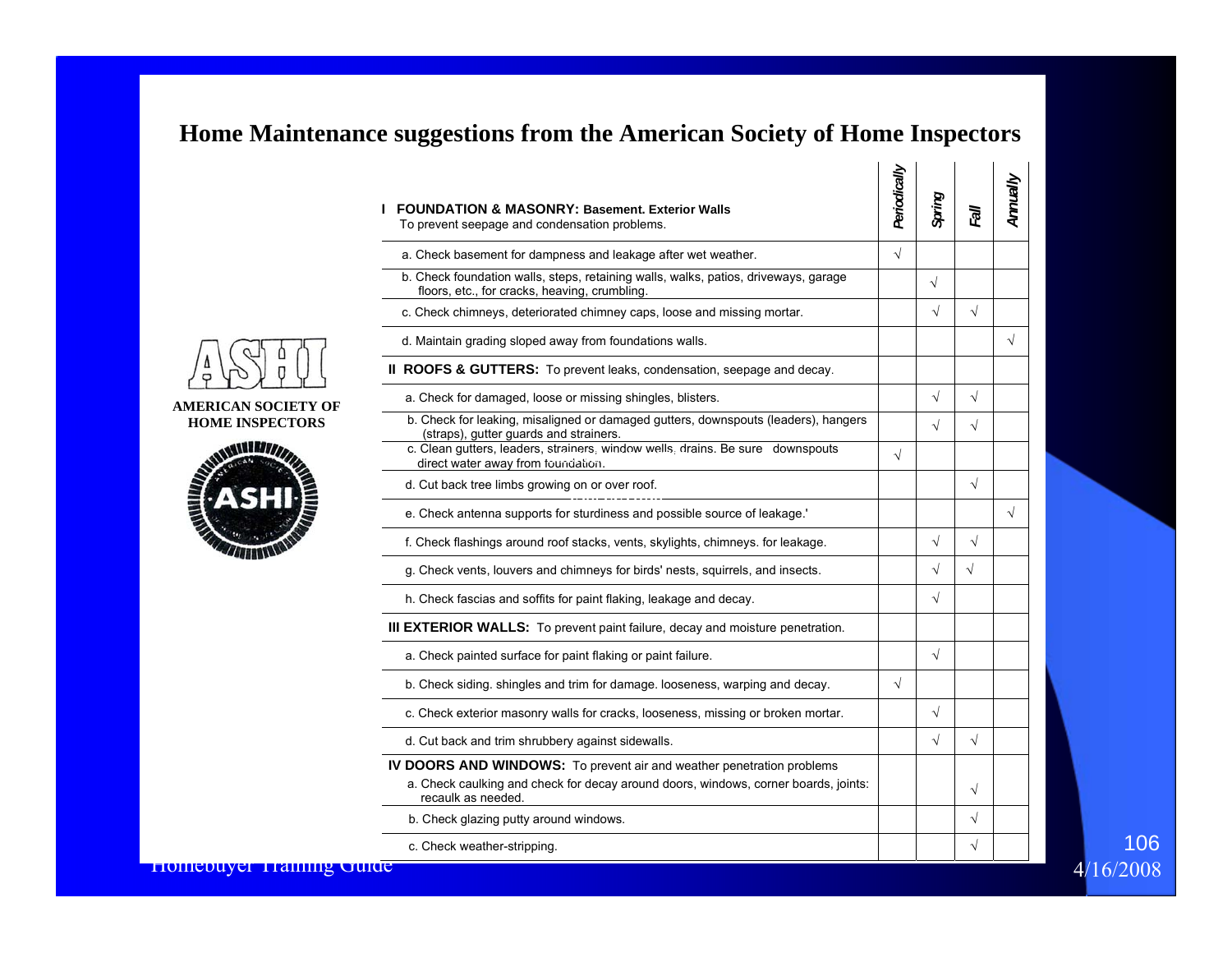# Home Maintenance suggestions from the American Society of Home Inspectors

AMERICAN SOCIETY OF HOME INSPECTORS

| I FOUNDATION & MASONRY: Basement. Exterior Walls<br>To prevent seepage and condensation problems. | Periodically | Spring | Fall | Annually |
|---|---|---|---|---|
| a. Check basement for dampness and leakage after wet weather. | √ | | | |
| b. Check foundation walls, steps, retaining walls, walks, patios, driveways, garage floors, etc., for cracks, heaving, crumbling. | | √ | | |
| c. Check chimneys, deteriorated chimney caps, loose and missing mortar. | | √ | √ | |
| d. Maintain grading sloped away from foundations walls. | | | | √ |
| **II ROOFS & GUTTERS:** To prevent leaks, condensation, seepage and decay. | | | | |
| a. Check for damaged, loose or missing shingles, blisters. | | √ | √ | |
| b. Check for leaking, misaligned or damaged gutters, downspouts (leaders), hangers (straps), gutter guards and strainers. | | √ | √ | |
| c. Clean gutters, leaders, strainers, window wells, drains. Be sure downspouts direct water away from foundation. | √ | | | |
| d. Cut back tree limbs growing on or over roof. | | | √ | |
| e. Check antenna supports for sturdiness and possible source of leakage.' | | | | √ |
| f. Check flashings around roof stacks, vents, skylights, chimneys. for leakage. | | √ | √ | |
| g. Check vents, louvers and chimneys for birds' nests, squirrels, and insects. | | √ | √ | |
| h. Check fascias and soffits for paint flaking, leakage and decay. | | √ | | |
| **III EXTERIOR WALLS:** To prevent paint failure, decay and moisture penetration. | | | | |
| a. Check painted surface for paint flaking or paint failure. | | √ | | |
| b. Check siding. shingles and trim for damage. looseness, warping and decay. | √ | | | |
| c. Check exterior masonry walls for cracks, looseness, missing or broken mortar. | | √ | | |
| d. Cut back and trim shrubbery against sidewalls. | | √ | √ | |
| **IV DOORS AND WINDOWS:** To prevent air and weather penetration problems<br>a. Check caulking and check for decay around doors, windows, corner boards, joints: recaulk as needed. | | | √ | |
| b. Check glazing putty around windows. | | | √ | |
| c. Check weather-stripping. | | | √ | |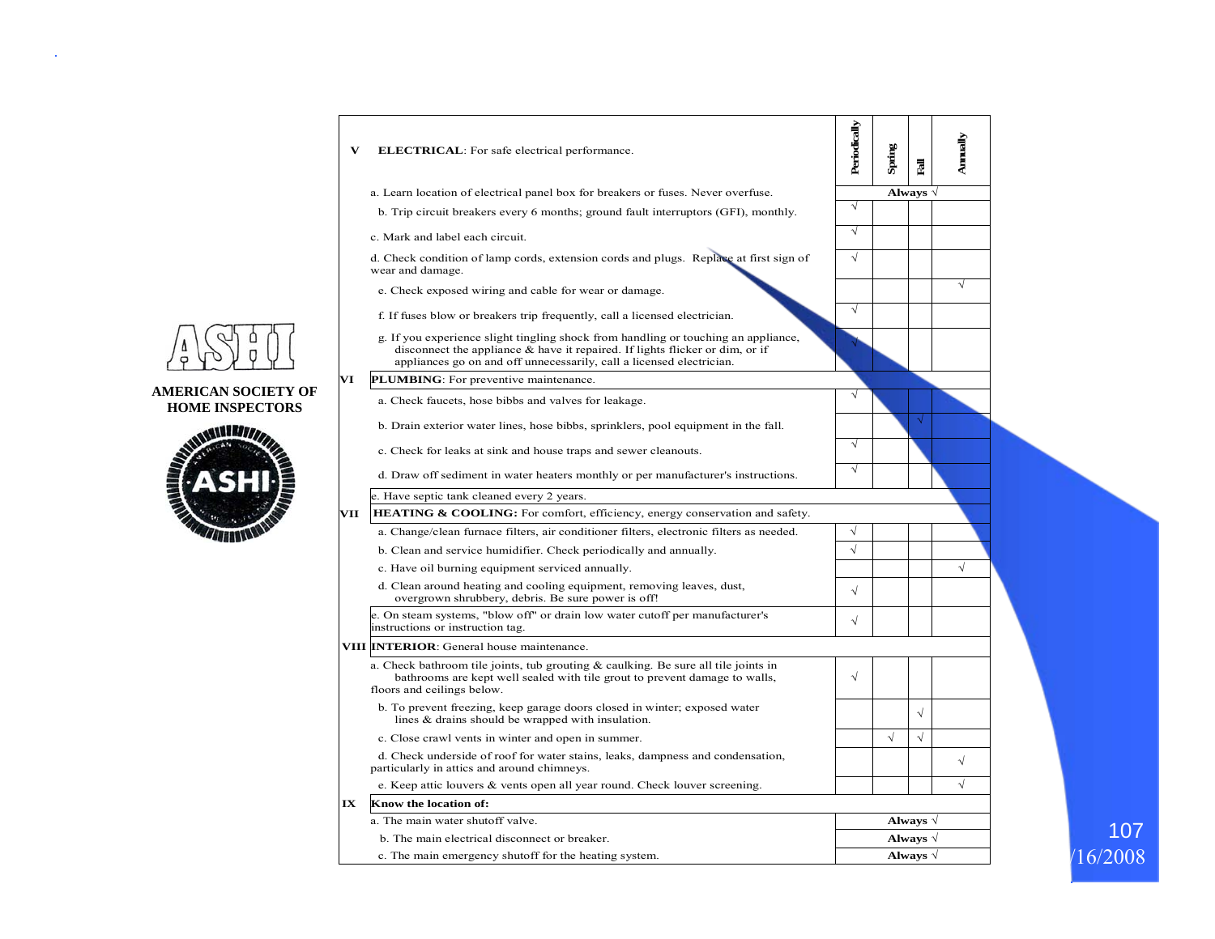AMERICAN SOCIETY OF HOME INSPECTORS

| | | Periodically | Spring | Fall | Annually |
|---|---|---|---|---|---|
| **V** | **ELECTRICAL**: For safe electrical performance. | | | | |
| | a. Learn location of electrical panel box for breakers or fuses. Never overfuse. | **Always** √ | | | |
| | b. Trip circuit breakers every 6 months; ground fault interruptors (GFI), monthly. | √ | | | |
| | c. Mark and label each circuit. | √ | | | |
| | d. Check condition of lamp cords, extension cords and plugs. Replace at first sign of wear and damage. | √ | | | |
| | e. Check exposed wiring and cable for wear or damage. | | | | √ |
| | f. If fuses blow or breakers trip frequently, call a licensed electrician. | √ | | | |
| | g. If you experience slight tingling shock from handling or touching an appliance, disconnect the appliance & have it repaired. If lights flicker or dim, or if appliances go on and off unnecessarily, call a licensed electrician. | √ | | | |
| **VI** | **PLUMBING**: For preventive maintenance. | | | | |
| | a. Check faucets, hose bibbs and valves for leakage. | √ | | | |
| | b. Drain exterior water lines, hose bibbs, sprinklers, pool equipment in the fall. | | | √ | |
| | c. Check for leaks at sink and house traps and sewer cleanouts. | √ | | | |
| | d. Draw off sediment in water heaters monthly or per manufacturer's instructions. | √ | | | |
| | e. Have septic tank cleaned every 2 years. | | | | |
| **VII** | **HEATING & COOLING:** For comfort, efficiency, energy conservation and safety. | | | | |
| | a. Change/clean furnace filters, air conditioner filters, electronic filters as needed. | √ | | | |
| | b. Clean and service humidifier. Check periodically and annually. | √ | | | |
| | c. Have oil burning equipment serviced annually. | | | | √ |
| | d. Clean around heating and cooling equipment, removing leaves, dust, overgrown shrubbery, debris. Be sure power is off! | √ | | | |
| | e. On steam systems, "blow off" or drain low water cutoff per manufacturer's instructions or instruction tag. | √ | | | |
| **VIII** | **INTERIOR**: General house maintenance. | | | | |
| | a. Check bathroom tile joints, tub grouting & caulking. Be sure all tile joints in bathrooms are kept well sealed with tile grout to prevent damage to walls, floors and ceilings below. | √ | | | |
| | b. To prevent freezing, keep garage doors closed in winter; exposed water lines & drains should be wrapped with insulation. | | | √ | |
| | c. Close crawl vents in winter and open in summer. | | √ | √ | |
| | d. Check underside of roof for water stains, leaks, dampness and condensation, particularly in attics and around chimneys. | | | | √ |
| | e. Keep attic louvers & vents open all year round. Check louver screening. | | | | √ |
| **IX** | **Know the location of:** | | | | |
| | a. The main water shutoff valve. | **Always** √ | | | |
| | b. The main electrical disconnect or breaker. | **Always** √ | | | |
| | c. The main emergency shutoff for the heating system. | **Always** √ | | | |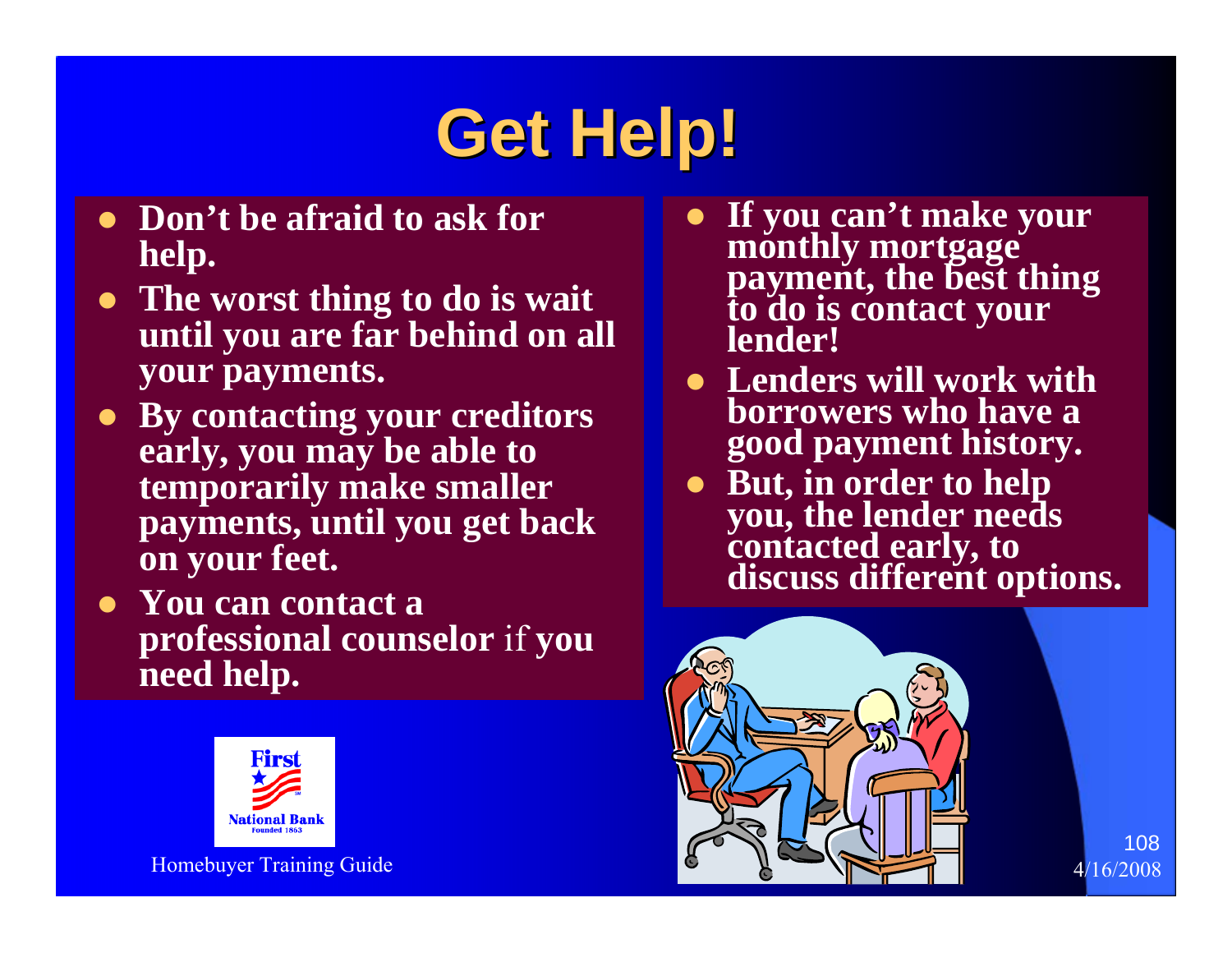# Get Help!

- Don't be afraid to ask for help.
- The worst thing to do is wait until you are far behind on all your payments.
- By contacting your creditors early, you may be able to temporarily make smaller payments, until you get back on your feet.
- You can contact a professional counselor if you need help.

- If you can't make your monthly mortgage payment, the best thing to do is contact your lender!
- Lenders will work with borrowers who have a good payment history.
- But, in order to help you, the lender needs contacted early, to discuss different options.

First National Bank Founded 1863

Homebuyer Training Guide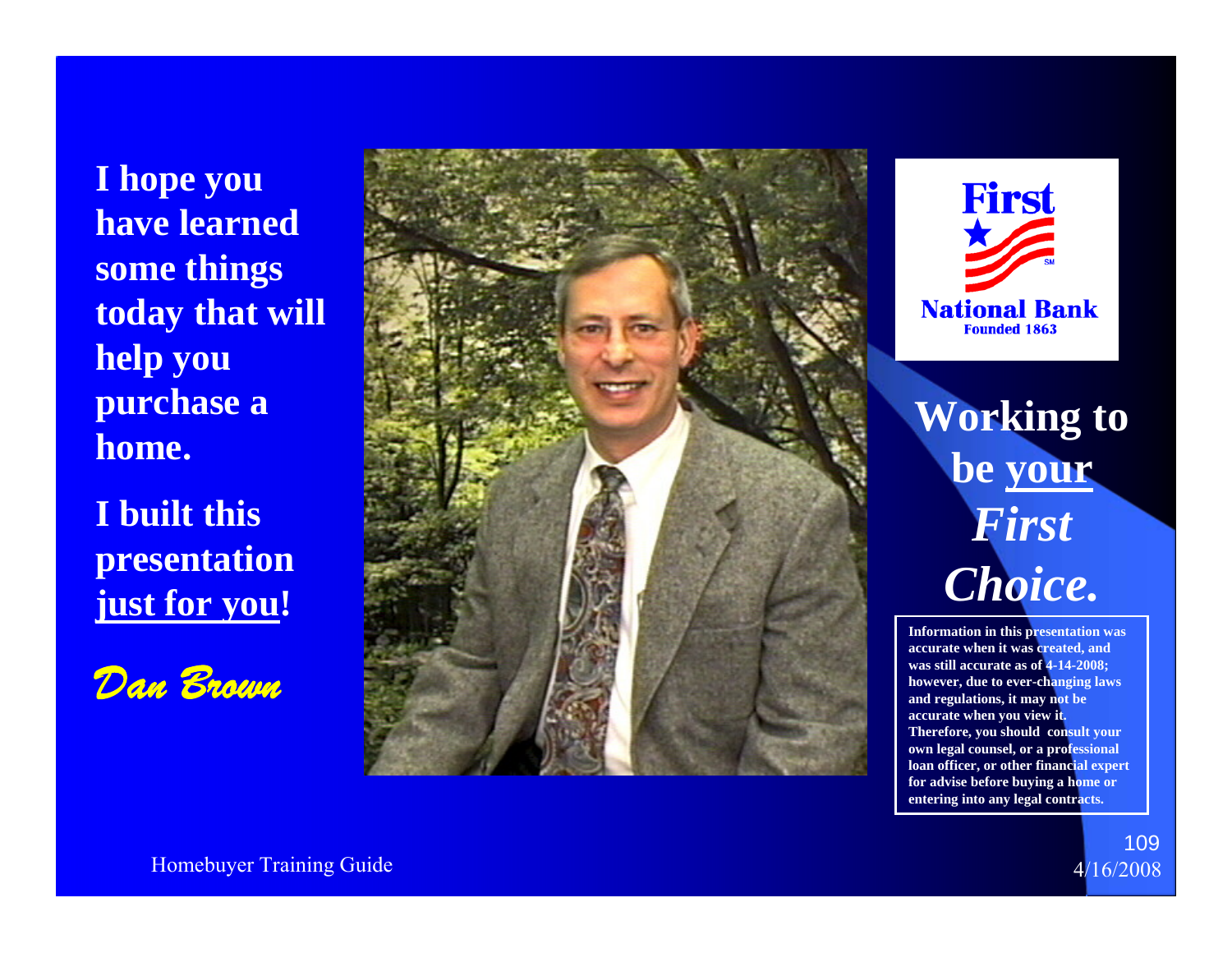**I hope you have learned some things today that will help you purchase a home.**

**I built this presentation <u>just for you</u>!**

*Dan Brown*

First National Bank
Founded 1863

**Working to be <u>your</u> *First Choice.***

**Information in this presentation was accurate when it was created, and was still accurate as of 4-14-2008; however, due to ever-changing laws and regulations, it may not be accurate when you view it. Therefore, you should consult your own legal counsel, or a professional loan officer, or other financial expert for advise before buying a home or entering into any legal contracts.**